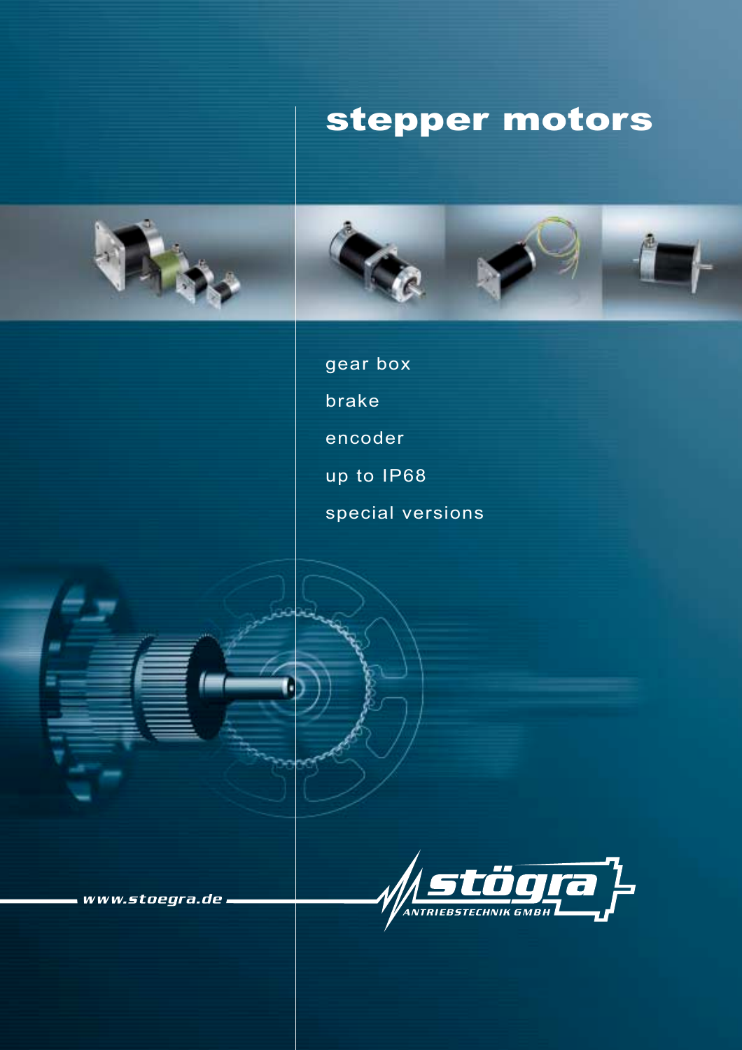# stepper motors

- gear box
- brake
- encoder
- up to IP68
- special versions

www.stoegra.de

stögra ANTRIEBSTECHNIK GMBH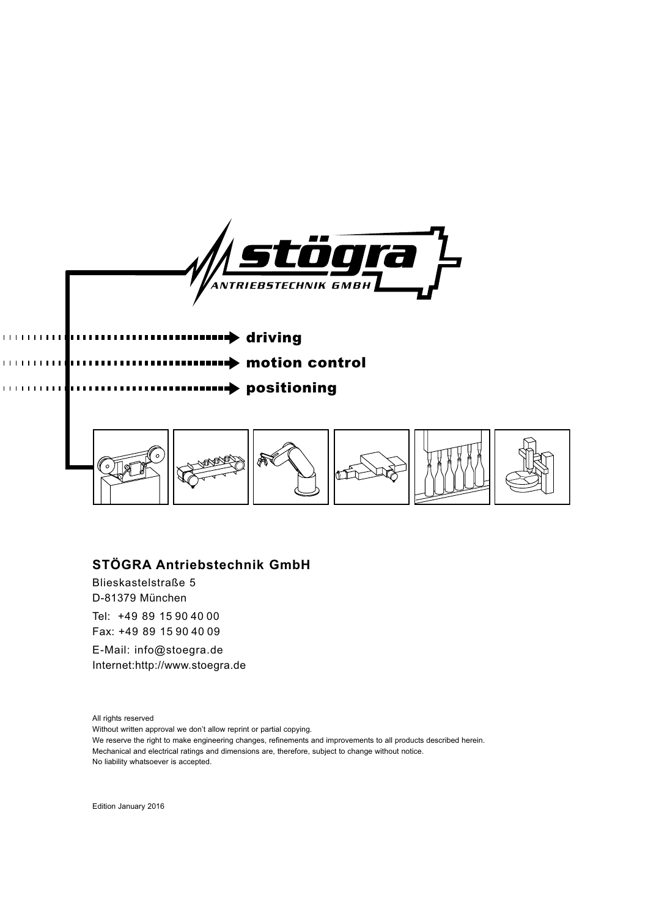stögra
ANTRIEBSTECHNIK GMBH

**driving**

**motion control**

**positioning**

## STÖGRA Antriebstechnik GmbH

Blieskastelstraße 5
D-81379 München

Tel: +49 89 15 90 40 00
Fax: +49 89 15 90 40 09

E-Mail: info@stoegra.de
Internet:http://www.stoegra.de

All rights reserved
Without written approval we don't allow reprint or partial copying.
We reserve the right to make engineering changes, refinements and improvements to all products described herein.
Mechanical and electrical ratings and dimensions are, therefore, subject to change without notice.
No liability whatsoever is accepted.

Edition January 2016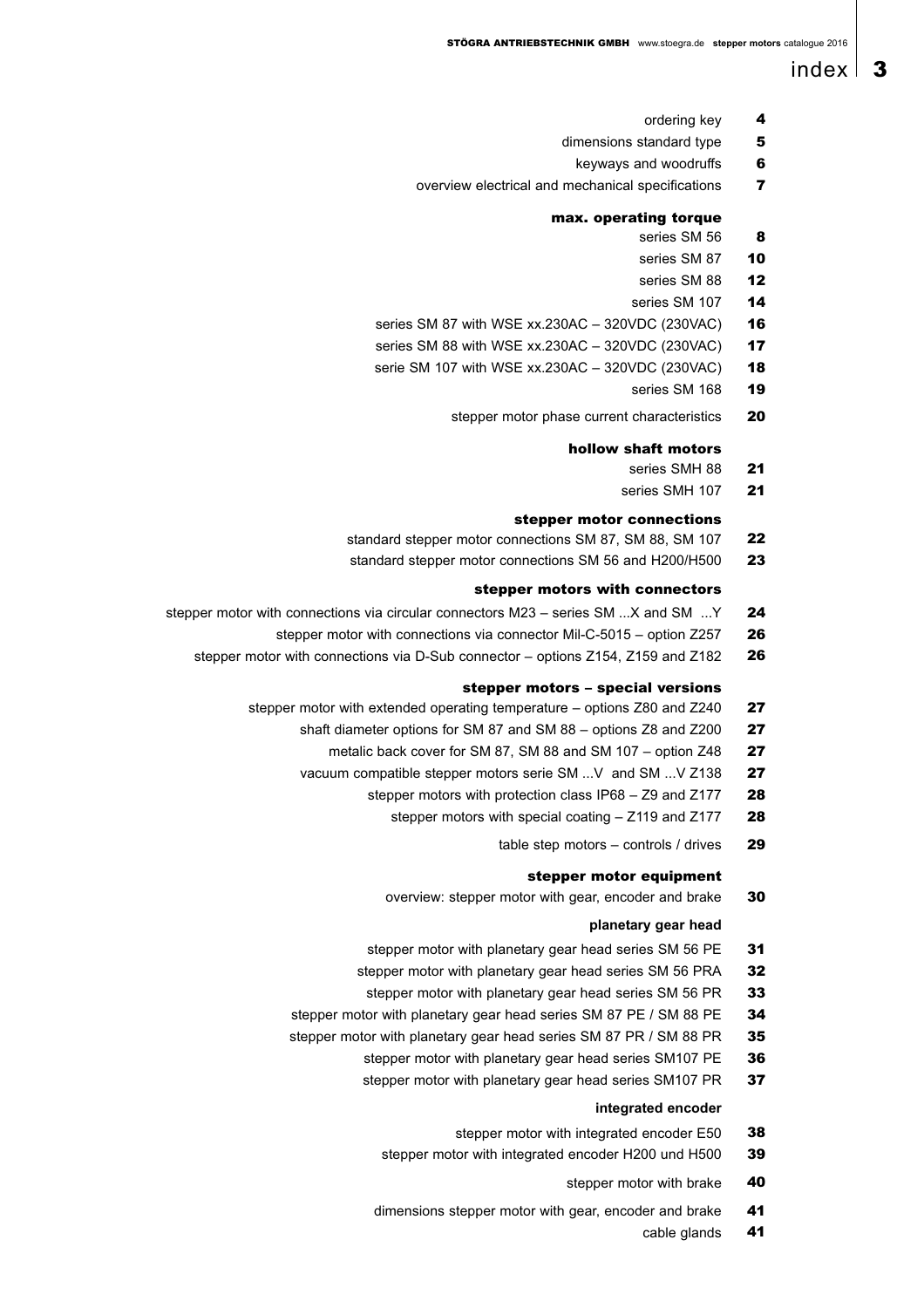# index

| | |
|---|---|
| ordering key | 4 |
| dimensions standard type | 5 |
| keyways and woodruffs | 6 |
| overview electrical and mechanical specifications | 7 |

## max. operating torque

| | |
|---|---|
| series SM 56 | 8 |
| series SM 87 | 10 |
| series SM 88 | 12 |
| series SM 107 | 14 |
| series SM 87 with WSE xx.230AC – 320VDC (230VAC) | 16 |
| series SM 88 with WSE xx.230AC – 320VDC (230VAC) | 17 |
| serie SM 107 with WSE xx.230AC – 320VDC (230VAC) | 18 |
| series SM 168 | 19 |
| stepper motor phase current characteristics | 20 |

## hollow shaft motors

| | |
|---|---|
| series SMH 88 | 21 |
| series SMH 107 | 21 |

## stepper motor connections

| | |
|---|---|
| standard stepper motor connections SM 87, SM 88, SM 107 | 22 |
| standard stepper motor connections SM 56 and H200/H500 | 23 |

## stepper motors with connectors

| | |
|---|---|
| stepper motor with connections via circular connectors M23 – series SM ...X and SM ...Y | 24 |
| stepper motor with connections via connector Mil-C-5015 – option Z257 | 26 |
| stepper motor with connections via D-Sub connector – options Z154, Z159 and Z182 | 26 |

## stepper motors – special versions

| | |
|---|---|
| stepper motor with extended operating temperature – options Z80 and Z240 | 27 |
| shaft diameter options for SM 87 and SM 88 – options Z8 and Z200 | 27 |
| metalic back cover for SM 87, SM 88 and SM 107 – option Z48 | 27 |
| vacuum compatible stepper motors serie SM ...V and SM ...V Z138 | 27 |
| stepper motors with protection class IP68 – Z9 and Z177 | 28 |
| stepper motors with special coating – Z119 and Z177 | 28 |
| table step motors – controls / drives | 29 |

## stepper motor equipment

| | |
|---|---|
| overview: stepper motor with gear, encoder and brake | 30 |

### planetary gear head

| | |
|---|---|
| stepper motor with planetary gear head series SM 56 PE | 31 |
| stepper motor with planetary gear head series SM 56 PRA | 32 |
| stepper motor with planetary gear head series SM 56 PR | 33 |
| stepper motor with planetary gear head series SM 87 PE / SM 88 PE | 34 |
| stepper motor with planetary gear head series SM 87 PR / SM 88 PR | 35 |
| stepper motor with planetary gear head series SM107 PE | 36 |
| stepper motor with planetary gear head series SM107 PR | 37 |

### integrated encoder

| | |
|---|---|
| stepper motor with integrated encoder E50 | 38 |
| stepper motor with integrated encoder H200 und H500 | 39 |
| stepper motor with brake | 40 |
| dimensions stepper motor with gear, encoder and brake | 41 |
| cable glands | 41 |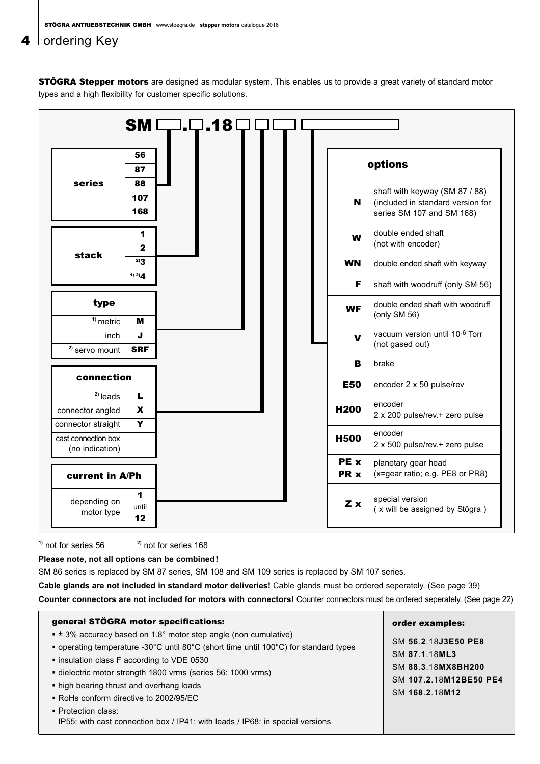# ordering Key

**STÖGRA Stepper motors** are designed as modular system. This enables us to provide a great variety of standard motor types and a high flexibility for customer specific solutions.

**SM ☐.☐.18 ☐ ☐ ☐ ☐**

| series | |
|---|---|
| | 56 |
| | 87 |
| | 88 |
| | 107 |
| | 168 |

| stack | |
|---|---|
| | 1 |
| | 2 |
| | [2] 3 |
| | [1] [2] 4 |

| type | |
|---|---|
| [1] metric | M |
| inch | J |
| [2] servo mount | SRF |

| connection | |
|---|---|
| [2] leads | L |
| connector angled | X |
| connector straight | Y |
| cast connection box (no indication) | |

| current in A/Ph | |
|---|---|
| depending on motor type | 1 until 12 |

| options | |
|---|---|
| N | shaft with keyway (SM 87 / 88) (included in standard version for series SM 107 and SM 168) |
| W | double ended shaft (not with encoder) |
| WN | double ended shaft with keyway |
| F | shaft with woodruff (only SM 56) |
| WF | double ended shaft with woodruff (only SM 56) |
| V | vacuum version until $10^{-6}$ Torr (not gased out) |
| B | brake |
| E50 | encoder 2 x 50 pulse/rev |
| H200 | encoder 2 x 200 pulse/rev.+ zero pulse |
| H500 | encoder 2 x 500 pulse/rev.+ zero pulse |
| PE x PR x | planetary gear head (x=gear ratio; e.g. PE8 or PR8) |
| Z x | special version ( x will be assigned by Stögra ) |

[1] not for series 56  [2] not for series 168

**Please note, not all options can be combined!**

SM 86 series is replaced by SM 87 series, SM 108 and SM 109 series is replaced by SM 107 series.

**Cable glands are not included in standard motor deliveries!** Cable glands must be ordered seperately. (See page 39)

**Counter connectors are not included for motors with connectors!** Counter connectors must be ordered seperately. (See page 22)

### general STÖGRA motor specifications:

- ± 3% accuracy based on 1.8° motor step angle (non cumulative)
- operating temperature -30°C until 80°C (short time until 100°C) for standard types
- insulation class F according to VDE 0530
- dielectric motor strength 1800 vrms (series 56: 1000 vrms)
- high bearing thrust and overhang loads
- RoHs conform directive to 2002/95/EC
- Protection class:
  IP55: with cast connection box / IP41: with leads / IP68: in special versions

### order examples:

SM **56**.**2**.18**J3E50 PE8**
SM **87**.**1**.18**ML3**
SM **88**.**3**.18**MX8BH200**
SM **107**.**2**.18**M12BE50 PE4**
SM **168**.**2**.18**M12**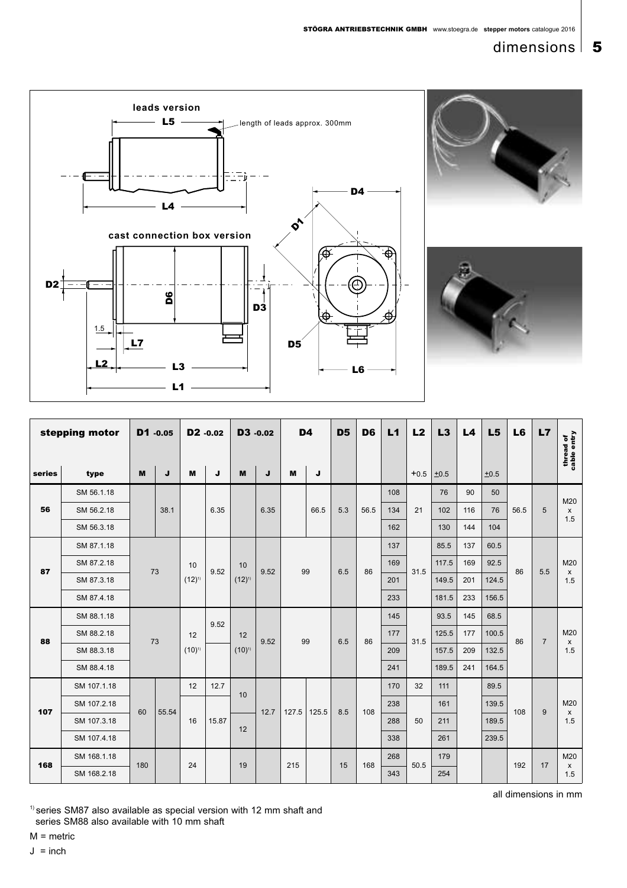# dimensions

**leads version**

L5 — length of leads approx. 300mm

L4

**cast connection box version**

D1, D2, D3, D4, D5, D6, L1, L2, L3, L6, L7, 1.5

| stepping motor | | D1 -0.05 | | D2 -0.02 | | D3 -0.02 | | D4 | | D5 | D6 | L1 | L2 | L3 | L4 | L5 | L6 | L7 | thread of cable entry |
|---|---|---|---|---|---|---|---|---|---|---|---|---|---|---|---|---|---|---|---|
| series | type | M | J | M | J | M | J | M | J | | | | +0.5 | ±0.5 | | ±0.5 | | | |
| 56 | SM 56.1.18 | | 38.1 | | 6.35 | | 6.35 | | 66.5 | 5.3 | 56.5 | 108 | 21 | 76 | 90 | 50 | 56.5 | 5 | M20 x 1.5 |
| | SM 56.2.18 | | | | | | | | | | | 134 | | 102 | 116 | 76 | | | |
| | SM 56.3.18 | | | | | | | | | | | 162 | | 130 | 144 | 104 | | | |
| 87 | SM 87.1.18 | 73 | | 10 (12)[1] | 9.52 | 10 (12)[1] | 9.52 | 99 | | 6.5 | 86 | 137 | 31.5 | 85.5 | 137 | 60.5 | 86 | 5.5 | M20 x 1.5 |
| | SM 87.2.18 | | | | | | | | | | | 169 | | 117.5 | 169 | 92.5 | | | |
| | SM 87.3.18 | | | | | | | | | | | 201 | | 149.5 | 201 | 124.5 | | | |
| | SM 87.4.18 | | | | | | | | | | | 233 | | 181.5 | 233 | 156.5 | | | |
| 88 | SM 88.1.18 | 73 | | 12 (10)[1] | 9.52 | 12 (10)[1] | 9.52 | 99 | | 6.5 | 86 | 145 | 31.5 | 93.5 | 145 | 68.5 | 86 | 7 | M20 x 1.5 |
| | SM 88.2.18 | | | | | | | | | | | 177 | | 125.5 | 177 | 100.5 | | | |
| | SM 88.3.18 | | | | | | | | | | | 209 | | 157.5 | 209 | 132.5 | | | |
| | SM 88.4.18 | | | | | | | | | | | 241 | | 189.5 | 241 | 164.5 | | | |
| 107 | SM 107.1.18 | 60 | 55.54 | 12 | 12.7 | 10 | 12.7 | 127.5 | 125.5 | 8.5 | 108 | 170 | 32 | 111 | | 89.5 | 108 | 9 | M20 x 1.5 |
| | SM 107.2.18 | | | 16 | 15.87 | | | | | | | 238 | 50 | 161 | | 139.5 | | | |
| | SM 107.3.18 | | | | | 12 | | | | | | 288 | | 211 | | 189.5 | | | |
| | SM 107.4.18 | | | | | | | | | | | 338 | | 261 | | 239.5 | | | |
| 168 | SM 168.1.18 | 180 | | 24 | | 19 | | 215 | | 15 | 168 | 268 | 50.5 | 179 | | | 192 | 17 | M20 x 1.5 |
| | SM 168.2.18 | | | | | | | | | | | 343 | | 254 | | | | | |

all dimensions in mm

[1] series SM87 also available as special version with 12 mm shaft and series SM88 also available with 10 mm shaft

M = metric

J = inch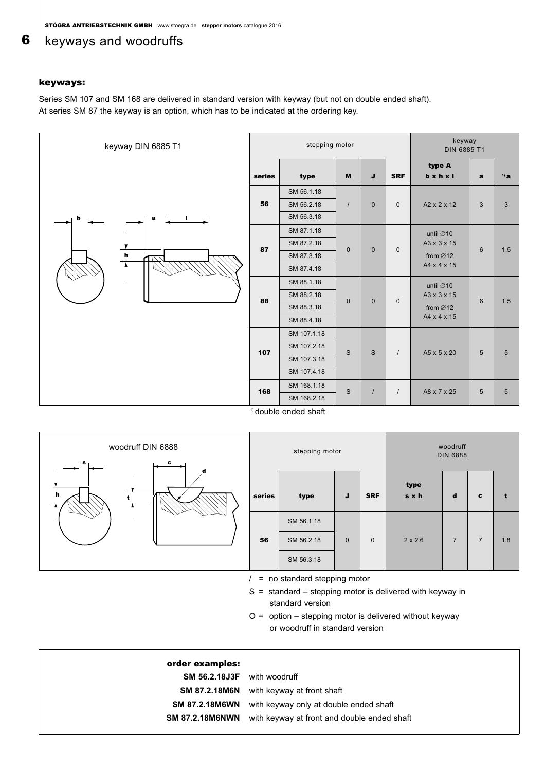# keyways and woodruffs

### keyways:

Series SM 107 and SM 168 are delivered in standard version with keyway (but not on double ended shaft).
At series SM 87 the keyway is an option, which has to be indicated at the ordering key.

keyway DIN 6885 T1

| stepping motor | | | | | keyway DIN 6885 T1 | | |
|---|---|---|---|---|---|---|---|
| **series** | **type** | **M** | **J** | **SRF** | **type A b x h x l** | **a** | **[1] a** |
| **56** | SM 56.1.18 / SM 56.2.18 / SM 56.3.18 | / | 0 | 0 | A2 x 2 x 12 | 3 | 3 |
| **87** | SM 87.1.18 / SM 87.2.18 / SM 87.3.18 / SM 87.4.18 | 0 | 0 | 0 | until ∅10 A3 x 3 x 15 from ∅12 A4 x 4 x 15 | 6 | 1.5 |
| **88** | SM 88.1.18 / SM 88.2.18 / SM 88.3.18 / SM 88.4.18 | 0 | 0 | 0 | until ∅10 A3 x 3 x 15 from ∅12 A4 x 4 x 15 | 6 | 1.5 |
| **107** | SM 107.1.18 / SM 107.2.18 / SM 107.3.18 / SM 107.4.18 | S | S | / | A5 x 5 x 20 | 5 | 5 |
| **168** | SM 168.1.18 / SM 168.2.18 | S | / | / | A8 x 7 x 25 | 5 | 5 |

[1] double ended shaft

woodruff DIN 6888

| stepping motor | | | | woodruff DIN 6888 | | | |
|---|---|---|---|---|---|---|---|
| **series** | **type** | **J** | **SRF** | **type s x h** | **d** | **c** | **t** |
| **56** | SM 56.1.18 / SM 56.2.18 / SM 56.3.18 | 0 | 0 | 2 x 2.6 | 7 | 7 | 1.8 |

/ = no standard stepping motor

S = standard – stepping motor is delivered with keyway in standard version

O = option – stepping motor is delivered without keyway or woodruff in standard version

**order examples:**

| | |
|---|---|
| **SM 56.2.18J3F** | with woodruff |
| **SM 87.2.18M6N** | with keyway at front shaft |
| **SM 87.2.18M6WN** | with keyway only at double ended shaft |
| **SM 87.2.18M6NWN** | with keyway at front and double ended shaft |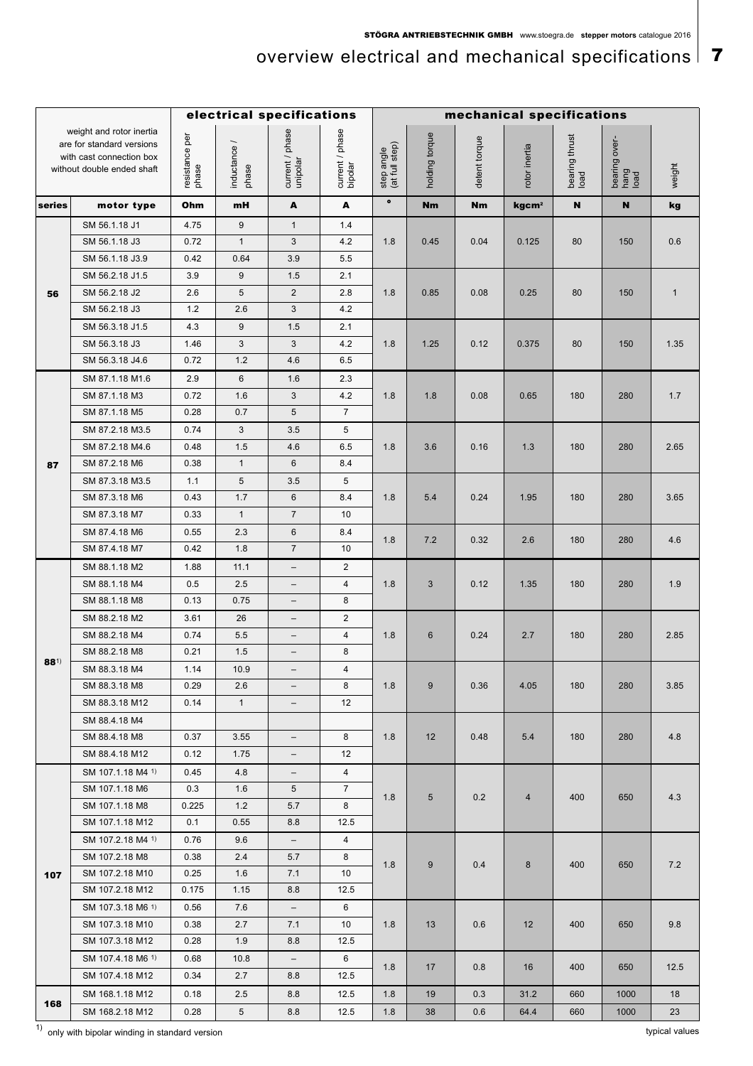# overview electrical and mechanical specifications

| | | electrical specifications | | | | mechanical specifications | | | | | | |
|---|---|---|---|---|---|---|---|---|---|---|---|---|
| weight and rotor inertia are for standard versions with cast connection box without double ended shaft | | resistance per phase | inductance / phase | current / phase unipolar | current / phase bipolar | step angle (at full step) | holding torque | detent torque | rotor inertia | bearing thrust load | bearing over-hang load | weight |
| **series** | **motor type** | **Ohm** | **mH** | **A** | **A** | **°** | **Nm** | **Nm** | **kgcm²** | **N** | **N** | **kg** |
| 56 | SM 56.1.18 J1 | 4.75 | 9 | 1 | 1.4 | 1.8 | 0.45 | 0.04 | 0.125 | 80 | 150 | 0.6 |
| | SM 56.1.18 J3 | 0.72 | 1 | 3 | 4.2 | | | | | | | |
| | SM 56.1.18 J3.9 | 0.42 | 0.64 | 3.9 | 5.5 | | | | | | | |
| | SM 56.2.18 J1.5 | 3.9 | 9 | 1.5 | 2.1 | 1.8 | 0.85 | 0.08 | 0.25 | 80 | 150 | 1 |
| | SM 56.2.18 J2 | 2.6 | 5 | 2 | 2.8 | | | | | | | |
| | SM 56.2.18 J3 | 1.2 | 2.6 | 3 | 4.2 | | | | | | | |
| | SM 56.3.18 J1.5 | 4.3 | 9 | 1.5 | 2.1 | 1.8 | 1.25 | 0.12 | 0.375 | 80 | 150 | 1.35 |
| | SM 56.3.18 J3 | 1.46 | 3 | 3 | 4.2 | | | | | | | |
| | SM 56.3.18 J4.6 | 0.72 | 1.2 | 4.6 | 6.5 | | | | | | | |
| 87 | SM 87.1.18 M1.6 | 2.9 | 6 | 1.6 | 2.3 | 1.8 | 1.8 | 0.08 | 0.65 | 180 | 280 | 1.7 |
| | SM 87.1.18 M3 | 0.72 | 1.6 | 3 | 4.2 | | | | | | | |
| | SM 87.1.18 M5 | 0.28 | 0.7 | 5 | 7 | | | | | | | |
| | SM 87.2.18 M3.5 | 0.74 | 3 | 3.5 | 5 | 1.8 | 3.6 | 0.16 | 1.3 | 180 | 280 | 2.65 |
| | SM 87.2.18 M4.6 | 0.48 | 1.5 | 4.6 | 6.5 | | | | | | | |
| | SM 87.2.18 M6 | 0.38 | 1 | 6 | 8.4 | | | | | | | |
| | SM 87.3.18 M3.5 | 1.1 | 5 | 3.5 | 5 | 1.8 | 5.4 | 0.24 | 1.95 | 180 | 280 | 3.65 |
| | SM 87.3.18 M6 | 0.43 | 1.7 | 6 | 8.4 | | | | | | | |
| | SM 87.3.18 M7 | 0.33 | 1 | 7 | 10 | | | | | | | |
| | SM 87.4.18 M6 | 0.55 | 2.3 | 6 | 8.4 | 1.8 | 7.2 | 0.32 | 2.6 | 180 | 280 | 4.6 |
| | SM 87.4.18 M7 | 0.42 | 1.8 | 7 | 10 | | | | | | | |
| 88[1] | SM 88.1.18 M2 | 1.88 | 11.1 | – | 2 | 1.8 | 3 | 0.12 | 1.35 | 180 | 280 | 1.9 |
| | SM 88.1.18 M4 | 0.5 | 2.5 | – | 4 | | | | | | | |
| | SM 88.1.18 M8 | 0.13 | 0.75 | – | 8 | | | | | | | |
| | SM 88.2.18 M2 | 3.61 | 26 | – | 2 | 1.8 | 6 | 0.24 | 2.7 | 180 | 280 | 2.85 |
| | SM 88.2.18 M4 | 0.74 | 5.5 | – | 4 | | | | | | | |
| | SM 88.2.18 M8 | 0.21 | 1.5 | – | 8 | | | | | | | |
| | SM 88.3.18 M4 | 1.14 | 10.9 | – | 4 | 1.8 | 9 | 0.36 | 4.05 | 180 | 280 | 3.85 |
| | SM 88.3.18 M8 | 0.29 | 2.6 | – | 8 | | | | | | | |
| | SM 88.3.18 M12 | 0.14 | 1 | – | 12 | | | | | | | |
| | SM 88.4.18 M4 | | | | | 1.8 | 12 | 0.48 | 5.4 | 180 | 280 | 4.8 |
| | SM 88.4.18 M8 | 0.37 | 3.55 | – | 8 | | | | | | | |
| | SM 88.4.18 M12 | 0.12 | 1.75 | – | 12 | | | | | | | |
| 107 | SM 107.1.18 M4 [1] | 0.45 | 4.8 | – | 4 | 1.8 | 5 | 0.2 | 4 | 400 | 650 | 4.3 |
| | SM 107.1.18 M6 | 0.3 | 1.6 | 5 | 7 | | | | | | | |
| | SM 107.1.18 M8 | 0.225 | 1.2 | 5.7 | 8 | | | | | | | |
| | SM 107.1.18 M12 | 0.1 | 0.55 | 8.8 | 12.5 | | | | | | | |
| | SM 107.2.18 M4 [1] | 0.76 | 9.6 | – | 4 | 1.8 | 9 | 0.4 | 8 | 400 | 650 | 7.2 |
| | SM 107.2.18 M8 | 0.38 | 2.4 | 5.7 | 8 | | | | | | | |
| | SM 107.2.18 M10 | 0.25 | 1.6 | 7.1 | 10 | | | | | | | |
| | SM 107.2.18 M12 | 0.175 | 1.15 | 8.8 | 12.5 | | | | | | | |
| | SM 107.3.18 M6 [1] | 0.56 | 7.6 | – | 6 | 1.8 | 13 | 0.6 | 12 | 400 | 650 | 9.8 |
| | SM 107.3.18 M10 | 0.38 | 2.7 | 7.1 | 10 | | | | | | | |
| | SM 107.3.18 M12 | 0.28 | 1.9 | 8.8 | 12.5 | | | | | | | |
| | SM 107.4.18 M6 [1] | 0.68 | 10.8 | – | 6 | 1.8 | 17 | 0.8 | 16 | 400 | 650 | 12.5 |
| | SM 107.4.18 M12 | 0.34 | 2.7 | 8.8 | 12.5 | | | | | | | |
| 168 | SM 168.1.18 M12 | 0.18 | 2.5 | 8.8 | 12.5 | 1.8 | 19 | 0.3 | 31.2 | 660 | 1000 | 18 |
| | SM 168.2.18 M12 | 0.28 | 5 | 8.8 | 12.5 | 1.8 | 38 | 0.6 | 64.4 | 660 | 1000 | 23 |

[1] only with bipolar winding in standard version

typical values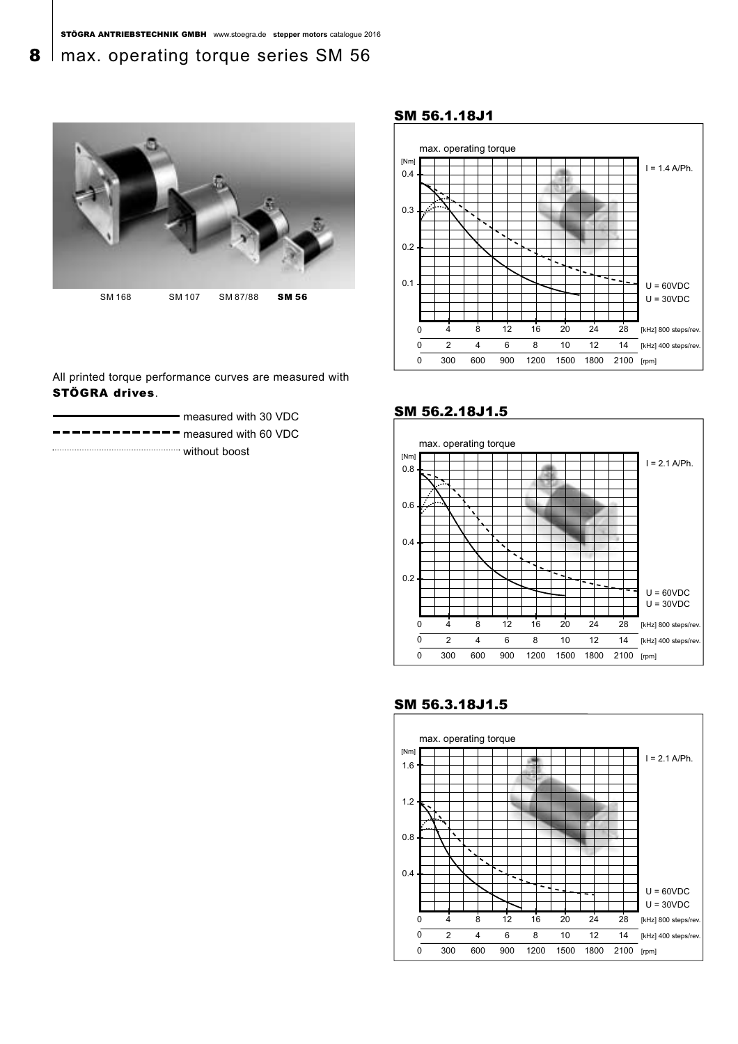# max. operating torque series SM 56

SM 168 SM 107 SM 87/88 **SM 56**

All printed torque performance curves are measured with **STÖGRA drives**.

- ——— measured with 30 VDC
- - - - measured with 60 VDC
- ········ without boost

## SM 56.1.18J1

max. operating torque

[Nm] 0.1 – 0.4

I = 1.4 A/Ph.

U = 60VDC
U = 30VDC

| 0 | 4 | 8 | 12 | 16 | 20 | 24 | 28 | [kHz] 800 steps/rev. |
|---|---|---|---|---|---|---|---|---|
| 0 | 2 | 4 | 6 | 8 | 10 | 12 | 14 | [kHz] 400 steps/rev. |
| 0 | 300 | 600 | 900 | 1200 | 1500 | 1800 | 2100 | [rpm] |

## SM 56.2.18J1.5

max. operating torque

[Nm] 0.2 – 0.8

I = 2.1 A/Ph.

U = 60VDC
U = 30VDC

| 0 | 4 | 8 | 12 | 16 | 20 | 24 | 28 | [kHz] 800 steps/rev. |
|---|---|---|---|---|---|---|---|---|
| 0 | 2 | 4 | 6 | 8 | 10 | 12 | 14 | [kHz] 400 steps/rev. |
| 0 | 300 | 600 | 900 | 1200 | 1500 | 1800 | 2100 | [rpm] |

## SM 56.3.18J1.5

max. operating torque

[Nm] 0.4 – 1.6

I = 2.1 A/Ph.

U = 60VDC
U = 30VDC

| 0 | 4 | 8 | 12 | 16 | 20 | 24 | 28 | [kHz] 800 steps/rev. |
|---|---|---|---|---|---|---|---|---|
| 0 | 2 | 4 | 6 | 8 | 10 | 12 | 14 | [kHz] 400 steps/rev. |
| 0 | 300 | 600 | 900 | 1200 | 1500 | 1800 | 2100 | [rpm] |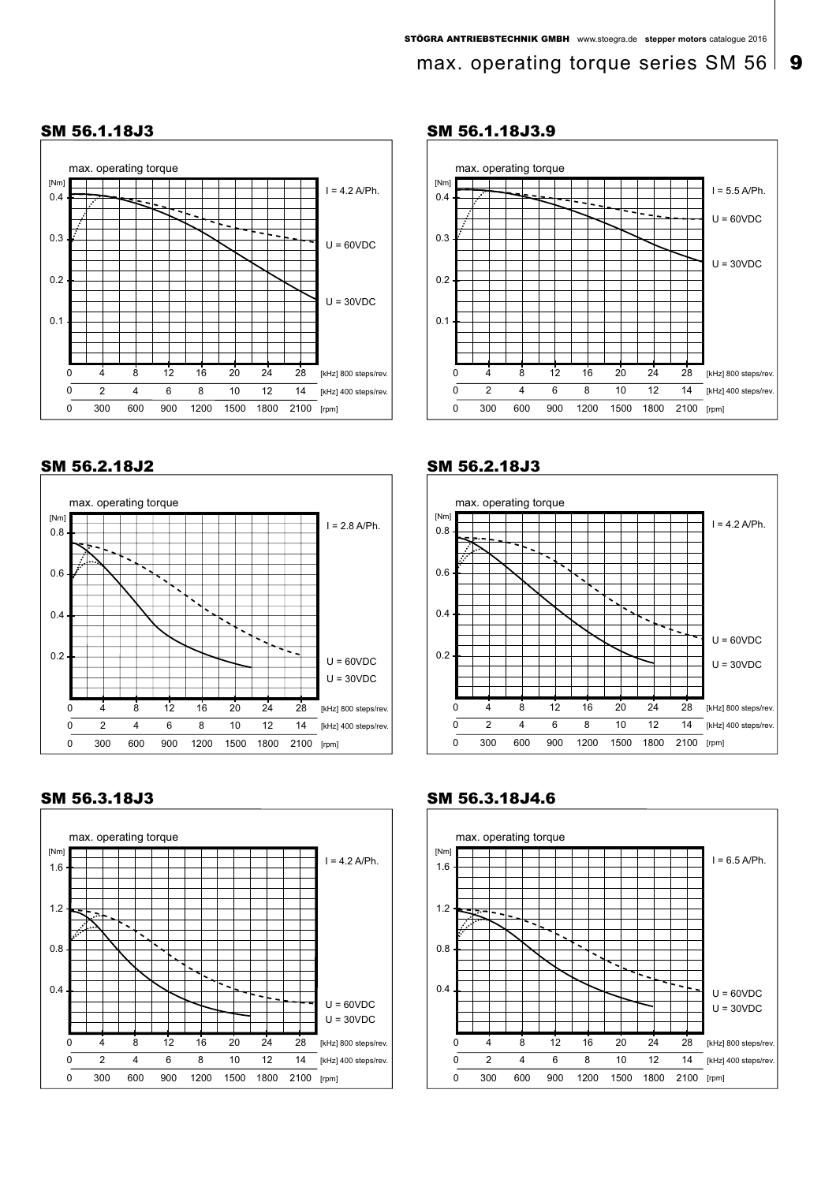# max. operating torque series SM 56

## SM 56.1.18J3

max. operating torque

[Nm] 0.4, 0.3, 0.2, 0.1

I = 4.2 A/Ph.

U = 60VDC

U = 30VDC

0 4 8 12 16 20 24 28 [kHz] 800 steps/rev.

0 2 4 6 8 10 12 14 [kHz] 400 steps/rev.

0 300 600 900 1200 1500 1800 2100 [rpm]

## SM 56.1.18J3.9

max. operating torque

[Nm] 0.4, 0.3, 0.2, 0.1

I = 5.5 A/Ph.

U = 60VDC

U = 30VDC

0 4 8 12 16 20 24 28 [kHz] 800 steps/rev.

0 2 4 6 8 10 12 14 [kHz] 400 steps/rev.

0 300 600 900 1200 1500 1800 2100 [rpm]

## SM 56.2.18J2

max. operating torque

[Nm] 0.8, 0.6, 0.4, 0.2

I = 2.8 A/Ph.

U = 60VDC

U = 30VDC

0 4 8 12 16 20 24 28 [kHz] 800 steps/rev.

0 2 4 6 8 10 12 14 [kHz] 400 steps/rev.

0 300 600 900 1200 1500 1800 2100 [rpm]

## SM 56.2.18J3

max. operating torque

[Nm] 0.8, 0.6, 0.4, 0.2

I = 4.2 A/Ph.

U = 60VDC

U = 30VDC

0 4 8 12 16 20 24 28 [kHz] 800 steps/rev.

0 2 4 6 8 10 12 14 [kHz] 400 steps/rev.

0 300 600 900 1200 1500 1800 2100 [rpm]

## SM 56.3.18J3

max. operating torque

[Nm] 1.6, 1.2, 0.8, 0.4

I = 4.2 A/Ph.

U = 60VDC

U = 30VDC

0 4 8 12 16 20 24 28 [kHz] 800 steps/rev.

0 2 4 6 8 10 12 14 [kHz] 400 steps/rev.

0 300 600 900 1200 1500 1800 2100 [rpm]

## SM 56.3.18J4.6

max. operating torque

[Nm] 1.6, 1.2, 0.8, 0.4

I = 6.5 A/Ph.

U = 60VDC

U = 30VDC

0 4 8 12 16 20 24 28 [kHz] 800 steps/rev.

0 2 4 6 8 10 12 14 [kHz] 400 steps/rev.

0 300 600 900 1200 1500 1800 2100 [rpm]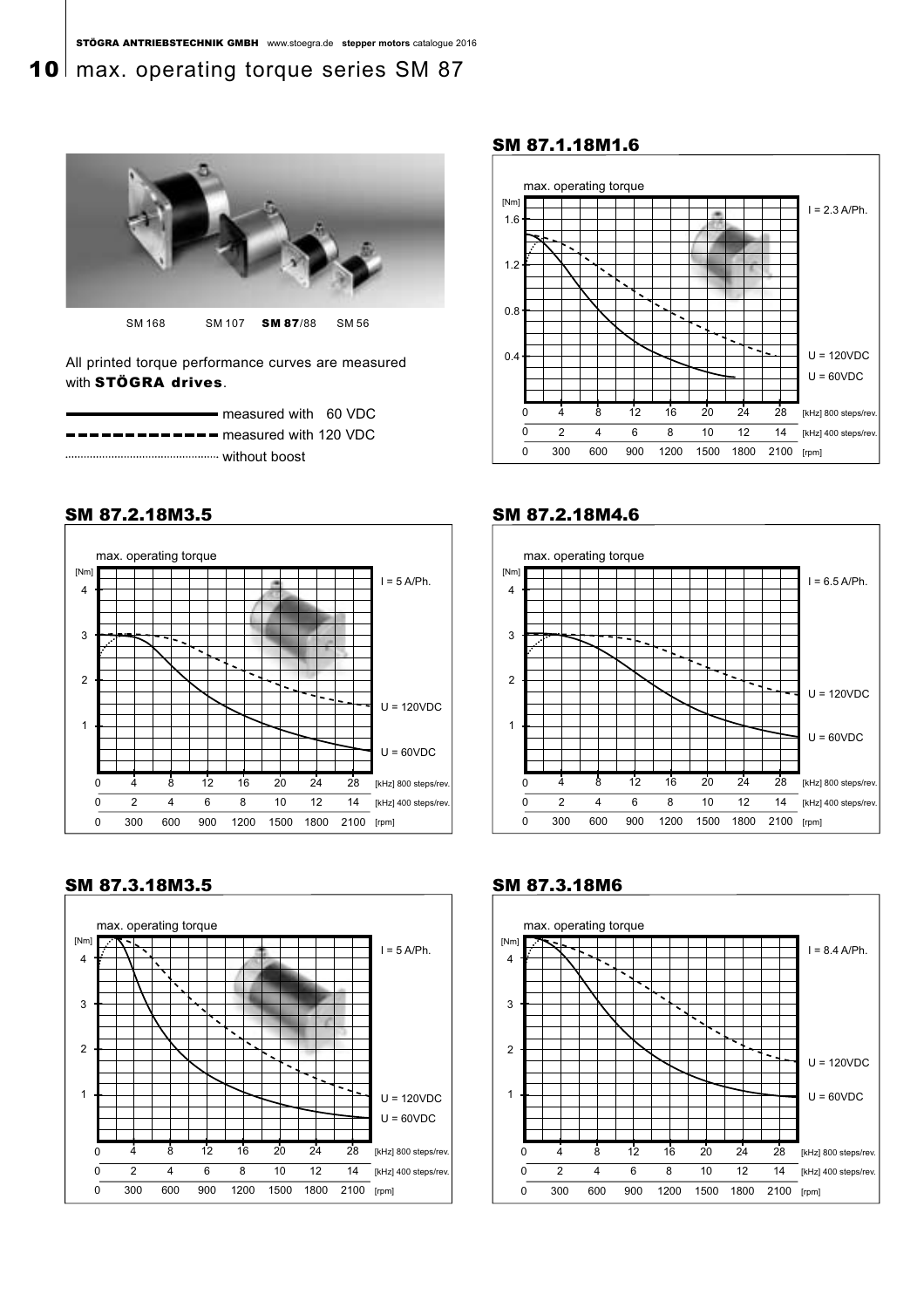# max. operating torque series SM 87

SM 168 SM 107 **SM 87**/88 SM 56

All printed torque performance curves are measured with **STÖGRA drives**.

- ———— measured with 60 VDC
- - - - - - measured with 120 VDC
- ........ without boost

## SM 87.1.18M1.6

max. operating torque [Nm]

I = 2.3 A/Ph.

U = 120VDC
U = 60VDC

[kHz] 800 steps/rev.: 0 4 8 12 16 20 24 28
[kHz] 400 steps/rev.: 0 2 4 6 8 10 12 14
[rpm]: 0 300 600 900 1200 1500 1800 2100

## SM 87.2.18M3.5

max. operating torque [Nm]

I = 5 A/Ph.

U = 120VDC
U = 60VDC

[kHz] 800 steps/rev.: 0 4 8 12 16 20 24 28
[kHz] 400 steps/rev.: 0 2 4 6 8 10 12 14
[rpm]: 0 300 600 900 1200 1500 1800 2100

## SM 87.2.18M4.6

max. operating torque [Nm]

I = 6.5 A/Ph.

U = 120VDC
U = 60VDC

[kHz] 800 steps/rev.: 0 4 8 12 16 20 24 28
[kHz] 400 steps/rev.: 0 2 4 6 8 10 12 14
[rpm]: 0 300 600 900 1200 1500 1800 2100

## SM 87.3.18M3.5

max. operating torque [Nm]

I = 5 A/Ph.

U = 120VDC
U = 60VDC

[kHz] 800 steps/rev.: 0 4 8 12 16 20 24 28
[kHz] 400 steps/rev.: 0 2 4 6 8 10 12 14
[rpm]: 0 300 600 900 1200 1500 1800 2100

## SM 87.3.18M6

max. operating torque [Nm]

I = 8.4 A/Ph.

U = 120VDC
U = 60VDC

[kHz] 800 steps/rev.: 0 4 8 12 16 20 24 28
[kHz] 400 steps/rev.: 0 2 4 6 8 10 12 14
[rpm]: 0 300 600 900 1200 1500 1800 2100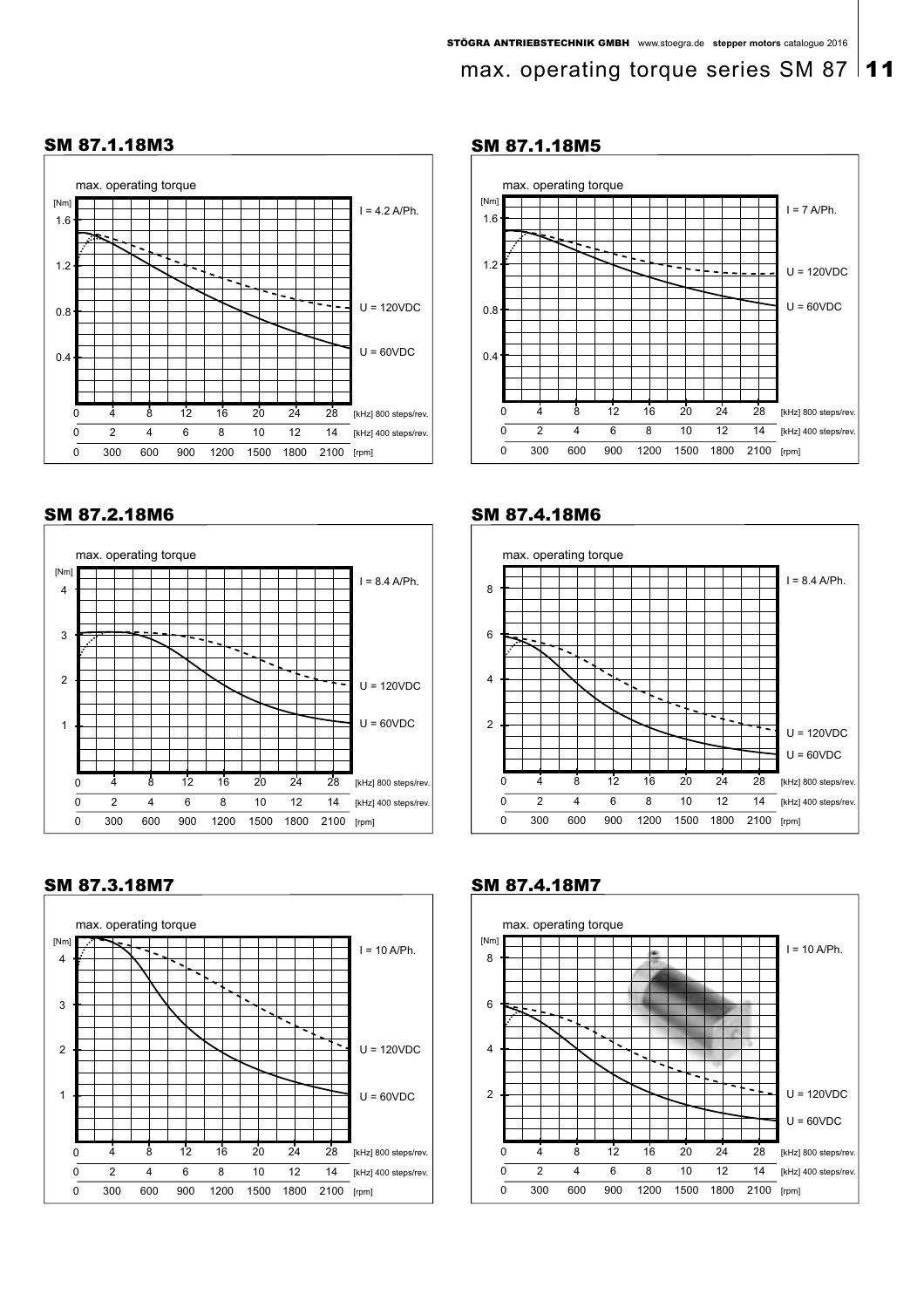# max. operating torque series SM 87

## SM 87.1.18M3

max. operating torque

[Nm]: 0.4, 0.8, 1.2, 1.6

I = 4.2 A/Ph.

U = 120VDC

U = 60VDC

| | | | | | | | | |
|---|---|---|---|---|---|---|---|---|
| 0 | 4 | 8 | 12 | 16 | 20 | 24 | 28 | [kHz] 800 steps/rev. |
| 0 | 2 | 4 | 6 | 8 | 10 | 12 | 14 | [kHz] 400 steps/rev. |
| 0 | 300 | 600 | 900 | 1200 | 1500 | 1800 | 2100 | [rpm] |

## SM 87.1.18M5

max. operating torque

[Nm]: 0.4, 0.8, 1.2, 1.6

I = 7 A/Ph.

U = 120VDC

U = 60VDC

| | | | | | | | | |
|---|---|---|---|---|---|---|---|---|
| 0 | 4 | 8 | 12 | 16 | 20 | 24 | 28 | [kHz] 800 steps/rev. |
| 0 | 2 | 4 | 6 | 8 | 10 | 12 | 14 | [kHz] 400 steps/rev. |
| 0 | 300 | 600 | 900 | 1200 | 1500 | 1800 | 2100 | [rpm] |

## SM 87.2.18M6

max. operating torque

[Nm]: 1, 2, 3, 4

I = 8.4 A/Ph.

U = 120VDC

U = 60VDC

| | | | | | | | | |
|---|---|---|---|---|---|---|---|---|
| 0 | 4 | 8 | 12 | 16 | 20 | 24 | 28 | [kHz] 800 steps/rev. |
| 0 | 2 | 4 | 6 | 8 | 10 | 12 | 14 | [kHz] 400 steps/rev. |
| 0 | 300 | 600 | 900 | 1200 | 1500 | 1800 | 2100 | [rpm] |

## SM 87.4.18M6

max. operating torque

[Nm]: 2, 4, 6, 8

I = 8.4 A/Ph.

U = 120VDC

U = 60VDC

| | | | | | | | | |
|---|---|---|---|---|---|---|---|---|
| 0 | 4 | 8 | 12 | 16 | 20 | 24 | 28 | [kHz] 800 steps/rev. |
| 0 | 2 | 4 | 6 | 8 | 10 | 12 | 14 | [kHz] 400 steps/rev. |
| 0 | 300 | 600 | 900 | 1200 | 1500 | 1800 | 2100 | [rpm] |

## SM 87.3.18M7

max. operating torque

[Nm]: 1, 2, 3, 4

I = 10 A/Ph.

U = 120VDC

U = 60VDC

| | | | | | | | | |
|---|---|---|---|---|---|---|---|---|
| 0 | 4 | 8 | 12 | 16 | 20 | 24 | 28 | [kHz] 800 steps/rev. |
| 0 | 2 | 4 | 6 | 8 | 10 | 12 | 14 | [kHz] 400 steps/rev. |
| 0 | 300 | 600 | 900 | 1200 | 1500 | 1800 | 2100 | [rpm] |

## SM 87.4.18M7

max. operating torque

[Nm]: 2, 4, 6, 8

I = 10 A/Ph.

U = 120VDC

U = 60VDC

| | | | | | | | | |
|---|---|---|---|---|---|---|---|---|
| 0 | 4 | 8 | 12 | 16 | 20 | 24 | 28 | [kHz] 800 steps/rev. |
| 0 | 2 | 4 | 6 | 8 | 10 | 12 | 14 | [kHz] 400 steps/rev. |
| 0 | 300 | 600 | 900 | 1200 | 1500 | 1800 | 2100 | [rpm] |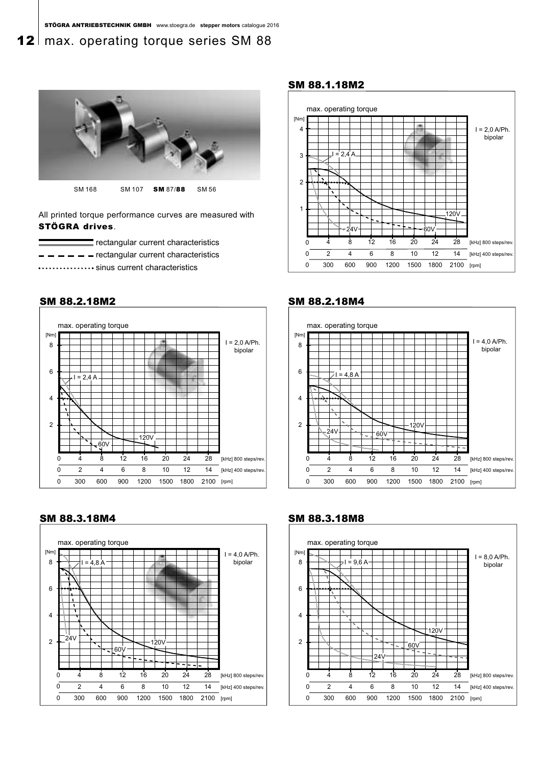# max. operating torque series SM 88

SM 168 SM 107 **SM** 87/**88** SM 56

All printed torque performance curves are measured with **STÖGRA drives**.

- rectangular current characteristics (solid line)
- rectangular current characteristics (dashed line)
- sinus current characteristics (dotted line)

## SM 88.1.18M2

max. operating torque

[Nm]: 1, 2, 3, 4

I = 2,0 A/Ph. bipolar

Curve labels: I = 2,4 A; 24V; 60V; 120V

| [kHz] 800 steps/rev. | 0 | 4 | 8 | 12 | 16 | 20 | 24 | 28 |
|---|---|---|---|---|---|---|---|---|
| [kHz] 400 steps/rev. | 0 | 2 | 4 | 6 | 8 | 10 | 12 | 14 |
| [rpm] | 0 | 300 | 600 | 900 | 1200 | 1500 | 1800 | 2100 |

## SM 88.2.18M2

max. operating torque

[Nm]: 2, 4, 6, 8

I = 2,0 A/Ph. bipolar

Curve labels: I = 2,4 A; 60V; 120V

| [kHz] 800 steps/rev. | 0 | 4 | 8 | 12 | 16 | 20 | 24 | 28 |
|---|---|---|---|---|---|---|---|---|
| [kHz] 400 steps/rev. | 0 | 2 | 4 | 6 | 8 | 10 | 12 | 14 |
| [rpm] | 0 | 300 | 600 | 900 | 1200 | 1500 | 1800 | 2100 |

## SM 88.2.18M4

max. operating torque

[Nm]: 2, 4, 6, 8

I = 4,0 A/Ph. bipolar

Curve labels: I = 4,8 A; 24V; 60V; 120V

| [kHz] 800 steps/rev. | 0 | 4 | 8 | 12 | 16 | 20 | 24 | 28 |
|---|---|---|---|---|---|---|---|---|
| [kHz] 400 steps/rev. | 0 | 2 | 4 | 6 | 8 | 10 | 12 | 14 |
| [rpm] | 0 | 300 | 600 | 900 | 1200 | 1500 | 1800 | 2100 |

## SM 88.3.18M4

max. operating torque

[Nm]: 2, 4, 6, 8

I = 4,0 A/Ph. bipolar

Curve labels: I = 4,8 A; 24V; 60V; 120V

| [kHz] 800 steps/rev. | 0 | 4 | 8 | 12 | 16 | 20 | 24 | 28 |
|---|---|---|---|---|---|---|---|---|
| [kHz] 400 steps/rev. | 0 | 2 | 4 | 6 | 8 | 10 | 12 | 14 |
| [rpm] | 0 | 300 | 600 | 900 | 1200 | 1500 | 1800 | 2100 |

## SM 88.3.18M8

max. operating torque

[Nm]: 2, 4, 6, 8

I = 8,0 A/Ph. bipolar

Curve labels: I = 9,6 A; 24V; 60V; 120V

| [kHz] 800 steps/rev. | 0 | 4 | 8 | 12 | 16 | 20 | 24 | 28 |
|---|---|---|---|---|---|---|---|---|
| [kHz] 400 steps/rev. | 0 | 2 | 4 | 6 | 8 | 10 | 12 | 14 |
| [rpm] | 0 | 300 | 600 | 900 | 1200 | 1500 | 1800 | 2100 |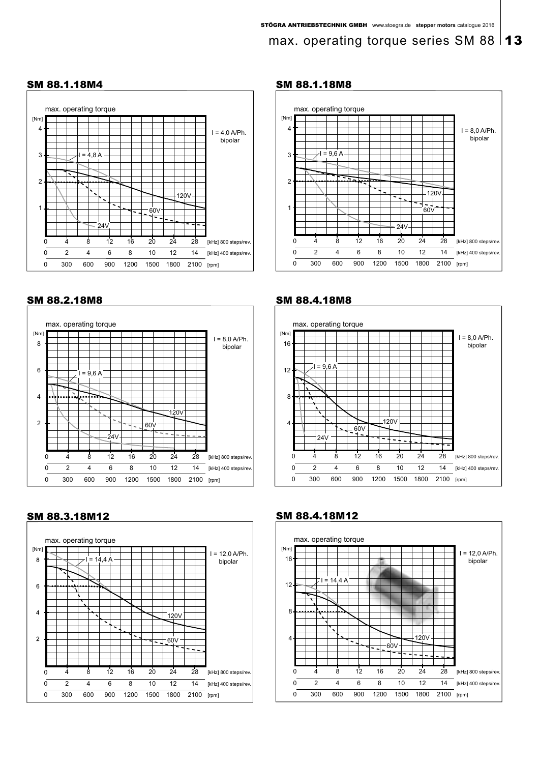# max. operating torque series SM 88

## SM 88.1.18M4

max. operating torque

[Nm]

I = 4,0 A/Ph. bipolar

I = 4,8 A

120V

60V

24V

0 4 8 12 16 20 24 28 [kHz] 800 steps/rev.

0 2 4 6 8 10 12 14 [kHz] 400 steps/rev.

0 300 600 900 1200 1500 1800 2100 [rpm]

## SM 88.1.18M8

max. operating torque

[Nm]

I = 8,0 A/Ph. bipolar

I = 9,6 A

120V

60V

24V

0 4 8 12 16 20 24 28 [kHz] 800 steps/rev.

0 2 4 6 8 10 12 14 [kHz] 400 steps/rev.

0 300 600 900 1200 1500 1800 2100 [rpm]

## SM 88.2.18M8

max. operating torque

[Nm]

I = 8,0 A/Ph. bipolar

I = 9,6 A

120V

60V

24V

0 4 8 12 16 20 24 28 [kHz] 800 steps/rev.

0 2 4 6 8 10 12 14 [kHz] 400 steps/rev.

0 300 600 900 1200 1500 1800 2100 [rpm]

## SM 88.4.18M8

max. operating torque

[Nm]

I = 8,0 A/Ph. bipolar

I = 9,6 A

120V

60V

24V

0 4 8 12 16 20 24 28 [kHz] 800 steps/rev.

0 2 4 6 8 10 12 14 [kHz] 400 steps/rev.

0 300 600 900 1200 1500 1800 2100 [rpm]

## SM 88.3.18M12

max. operating torque

[Nm]

I = 12,0 A/Ph. bipolar

I = 14,4 A

120V

60V

0 4 8 12 16 20 24 28 [kHz] 800 steps/rev.

0 2 4 6 8 10 12 14 [kHz] 400 steps/rev.

0 300 600 900 1200 1500 1800 2100 [rpm]

## SM 88.4.18M12

max. operating torque

[Nm]

I = 12,0 A/Ph. bipolar

I = 14,4 A

120V

60V

0 4 8 12 16 20 24 28 [kHz] 800 steps/rev.

0 2 4 6 8 10 12 14 [kHz] 400 steps/rev.

0 300 600 900 1200 1500 1800 2100 [rpm]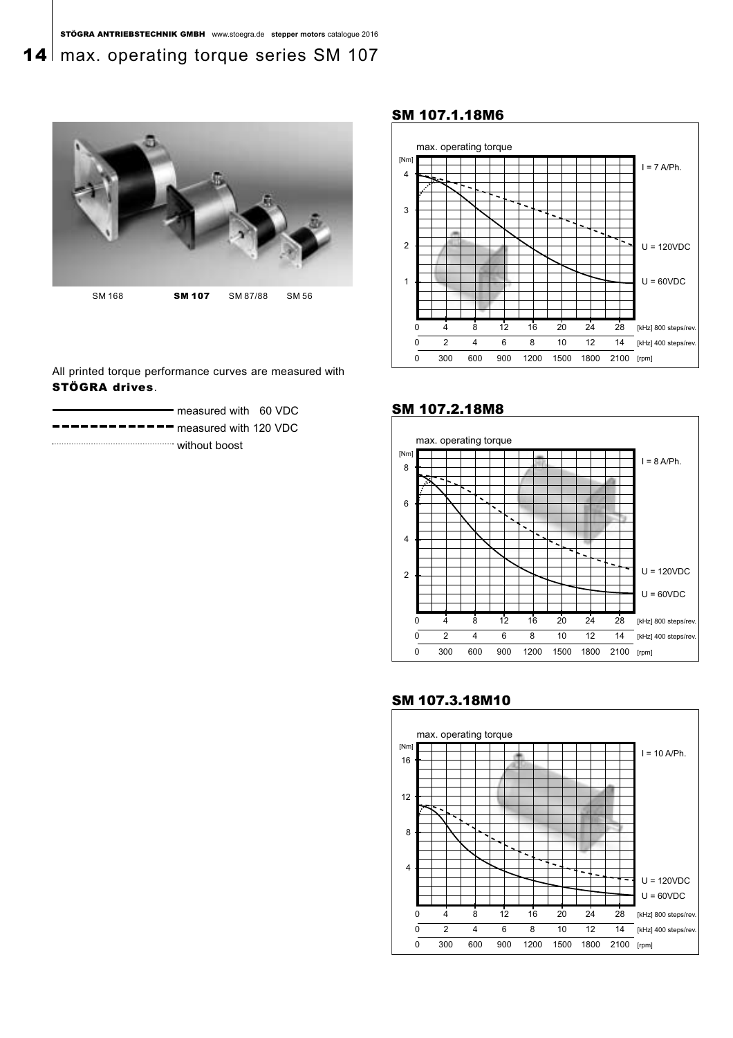# max. operating torque series SM 107

SM 168 **SM 107** SM 87/88 SM 56

All printed torque performance curves are measured with **STÖGRA drives**.

- ———— measured with 60 VDC
- - - - - - measured with 120 VDC
- ········· without boost

## SM 107.1.18M6

max. operating torque

[Nm]: 1, 2, 3, 4

I = 7 A/Ph.

U = 120VDC

U = 60VDC

| 0 | 4 | 8 | 12 | 16 | 20 | 24 | 28 | [kHz] 800 steps/rev. |
|---|---|---|---|---|---|---|---|---|
| 0 | 2 | 4 | 6 | 8 | 10 | 12 | 14 | [kHz] 400 steps/rev. |
| 0 | 300 | 600 | 900 | 1200 | 1500 | 1800 | 2100 | [rpm] |

## SM 107.2.18M8

max. operating torque

[Nm]: 2, 4, 6, 8

I = 8 A/Ph.

U = 120VDC

U = 60VDC

| 0 | 4 | 8 | 12 | 16 | 20 | 24 | 28 | [kHz] 800 steps/rev. |
|---|---|---|---|---|---|---|---|---|
| 0 | 2 | 4 | 6 | 8 | 10 | 12 | 14 | [kHz] 400 steps/rev. |
| 0 | 300 | 600 | 900 | 1200 | 1500 | 1800 | 2100 | [rpm] |

## SM 107.3.18M10

max. operating torque

[Nm]: 4, 8, 12, 16

I = 10 A/Ph.

U = 120VDC

U = 60VDC

| 0 | 4 | 8 | 12 | 16 | 20 | 24 | 28 | [kHz] 800 steps/rev. |
|---|---|---|---|---|---|---|---|---|
| 0 | 2 | 4 | 6 | 8 | 10 | 12 | 14 | [kHz] 400 steps/rev. |
| 0 | 300 | 600 | 900 | 1200 | 1500 | 1800 | 2100 | [rpm] |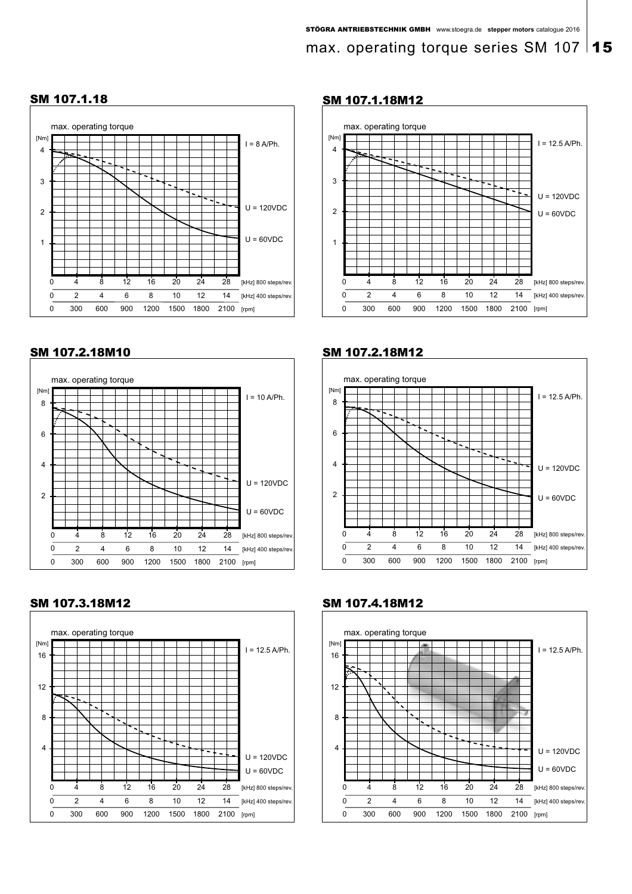# max. operating torque series SM 107

## SM 107.1.18

max. operating torque

[Nm]

I = 8 A/Ph.

U = 120VDC

U = 60VDC

| | | | | | | | | |
|---|---|---|---|---|---|---|---|---|
| 0 | 4 | 8 | 12 | 16 | 20 | 24 | 28 | [kHz] 800 steps/rev. |
| 0 | 2 | 4 | 6 | 8 | 10 | 12 | 14 | [kHz] 400 steps/rev. |
| 0 | 300 | 600 | 900 | 1200 | 1500 | 1800 | 2100 | [rpm] |

## SM 107.1.18M12

max. operating torque

[Nm]

I = 12.5 A/Ph.

U = 120VDC

U = 60VDC

| | | | | | | | | |
|---|---|---|---|---|---|---|---|---|
| 0 | 4 | 8 | 12 | 16 | 20 | 24 | 28 | [kHz] 800 steps/rev. |
| 0 | 2 | 4 | 6 | 8 | 10 | 12 | 14 | [kHz] 400 steps/rev. |
| 0 | 300 | 600 | 900 | 1200 | 1500 | 1800 | 2100 | [rpm] |

## SM 107.2.18M10

max. operating torque

[Nm]

I = 10 A/Ph.

U = 120VDC

U = 60VDC

| | | | | | | | | |
|---|---|---|---|---|---|---|---|---|
| 0 | 4 | 8 | 12 | 16 | 20 | 24 | 28 | [kHz] 800 steps/rev. |
| 0 | 2 | 4 | 6 | 8 | 10 | 12 | 14 | [kHz] 400 steps/rev. |
| 0 | 300 | 600 | 900 | 1200 | 1500 | 1800 | 2100 | [rpm] |

## SM 107.2.18M12

max. operating torque

[Nm]

I = 12.5 A/Ph.

U = 120VDC

U = 60VDC

| | | | | | | | | |
|---|---|---|---|---|---|---|---|---|
| 0 | 4 | 8 | 12 | 16 | 20 | 24 | 28 | [kHz] 800 steps/rev. |
| 0 | 2 | 4 | 6 | 8 | 10 | 12 | 14 | [kHz] 400 steps/rev. |
| 0 | 300 | 600 | 900 | 1200 | 1500 | 1800 | 2100 | [rpm] |

## SM 107.3.18M12

max. operating torque

[Nm]

I = 12.5 A/Ph.

U = 120VDC

U = 60VDC

| | | | | | | | | |
|---|---|---|---|---|---|---|---|---|
| 0 | 4 | 8 | 12 | 16 | 20 | 24 | 28 | [kHz] 800 steps/rev. |
| 0 | 2 | 4 | 6 | 8 | 10 | 12 | 14 | [kHz] 400 steps/rev. |
| 0 | 300 | 600 | 900 | 1200 | 1500 | 1800 | 2100 | [rpm] |

## SM 107.4.18M12

max. operating torque

[Nm]

I = 12.5 A/Ph.

U = 120VDC

U = 60VDC

| | | | | | | | | |
|---|---|---|---|---|---|---|---|---|
| 0 | 4 | 8 | 12 | 16 | 20 | 24 | 28 | [kHz] 800 steps/rev. |
| 0 | 2 | 4 | 6 | 8 | 10 | 12 | 14 | [kHz] 400 steps/rev. |
| 0 | 300 | 600 | 900 | 1200 | 1500 | 1800 | 2100 | [rpm] |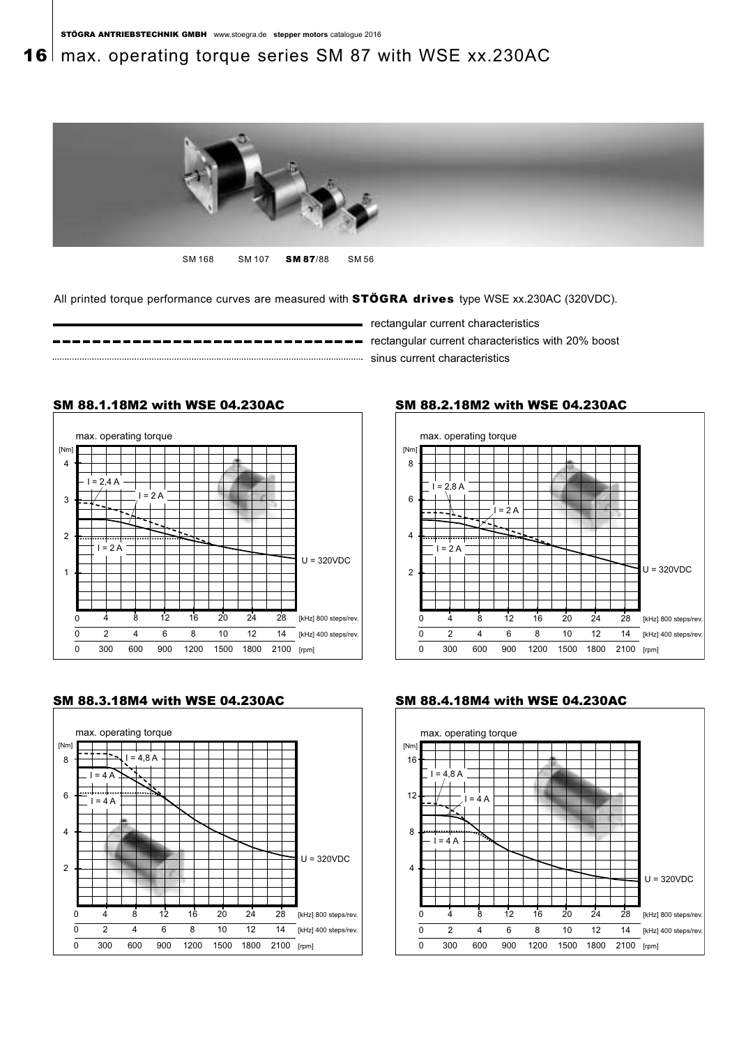# max. operating torque series SM 87 with WSE xx.230AC

SM 168 SM 107 **SM 87**/88 SM 56

All printed torque performance curves are measured with **STÖGRA drives** type WSE xx.230AC (320VDC).

- rectangular current characteristics (solid line)
- rectangular current characteristics with 20% boost (dashed line)
- sinus current characteristics (dotted line)

## SM 88.1.18M2 with WSE 04.230AC

max. operating torque

[Nm]: 1, 2, 3, 4

I = 2,4 A; I = 2 A; I = 2 A

U = 320VDC

[kHz] 800 steps/rev.: 0, 4, 8, 12, 16, 20, 24, 28

[kHz] 400 steps/rev.: 0, 2, 4, 6, 8, 10, 12, 14

[rpm]: 0, 300, 600, 900, 1200, 1500, 1800, 2100

## SM 88.2.18M2 with WSE 04.230AC

max. operating torque

[Nm]: 2, 4, 6, 8

I = 2,8 A; I = 2 A; I = 2 A

U = 320VDC

[kHz] 800 steps/rev.: 0, 4, 8, 12, 16, 20, 24, 28

[kHz] 400 steps/rev.: 0, 2, 4, 6, 8, 10, 12, 14

[rpm]: 0, 300, 600, 900, 1200, 1500, 1800, 2100

## SM 88.3.18M4 with WSE 04.230AC

max. operating torque

[Nm]: 2, 4, 6, 8

I = 4,8 A; I = 4 A; I = 4 A

U = 320VDC

[kHz] 800 steps/rev.: 0, 4, 8, 12, 16, 20, 24, 28

[kHz] 400 steps/rev.: 0, 2, 4, 6, 8, 10, 12, 14

[rpm]: 0, 300, 600, 900, 1200, 1500, 1800, 2100

## SM 88.4.18M4 with WSE 04.230AC

max. operating torque

[Nm]: 4, 8, 12, 16

I = 4,8 A; I = 4 A; I = 4 A

U = 320VDC

[kHz] 800 steps/rev.: 0, 4, 8, 12, 16, 20, 24, 28

[kHz] 400 steps/rev.: 0, 2, 4, 6, 8, 10, 12, 14

[rpm]: 0, 300, 600, 900, 1200, 1500, 1800, 2100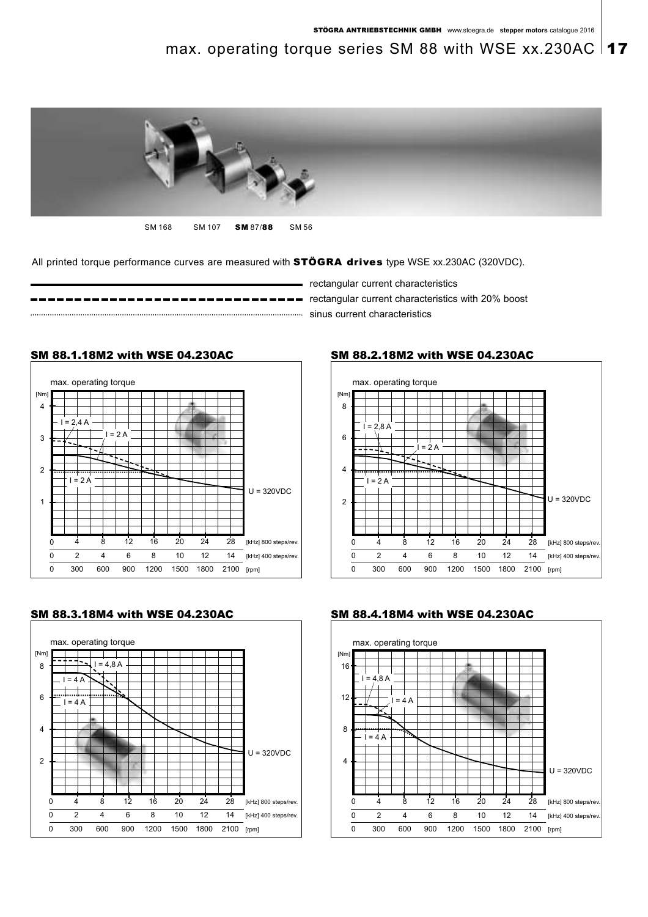# max. operating torque series SM 88 with WSE xx.230AC

SM 168 SM 107 **SM 87/88** SM 56

All printed torque performance curves are measured with **STÖGRA drives** type WSE xx.230AC (320VDC).

- ——— rectangular current characteristics
- - - - - rectangular current characteristics with 20% boost
- ······ sinus current characteristics

## SM 88.1.18M2 with WSE 04.230AC

max. operating torque

[Nm]

I = 2,4 A
I = 2 A
I = 2 A

U = 320VDC

| [kHz] 800 steps/rev. | 0 | 4 | 8 | 12 | 16 | 20 | 24 | 28 |
|---|---|---|---|---|---|---|---|---|
| [kHz] 400 steps/rev. | 0 | 2 | 4 | 6 | 8 | 10 | 12 | 14 |
| [rpm] | 0 | 300 | 600 | 900 | 1200 | 1500 | 1800 | 2100 |

## SM 88.2.18M2 with WSE 04.230AC

max. operating torque

[Nm]

I = 2,8 A
I = 2 A
I = 2 A

U = 320VDC

| [kHz] 800 steps/rev. | 0 | 4 | 8 | 12 | 16 | 20 | 24 | 28 |
|---|---|---|---|---|---|---|---|---|
| [kHz] 400 steps/rev. | 0 | 2 | 4 | 6 | 8 | 10 | 12 | 14 |
| [rpm] | 0 | 300 | 600 | 900 | 1200 | 1500 | 1800 | 2100 |

## SM 88.3.18M4 with WSE 04.230AC

max. operating torque

[Nm]

I = 4,8 A
I = 4 A
I = 4 A

U = 320VDC

| [kHz] 800 steps/rev. | 0 | 4 | 8 | 12 | 16 | 20 | 24 | 28 |
|---|---|---|---|---|---|---|---|---|
| [kHz] 400 steps/rev. | 0 | 2 | 4 | 6 | 8 | 10 | 12 | 14 |
| [rpm] | 0 | 300 | 600 | 900 | 1200 | 1500 | 1800 | 2100 |

## SM 88.4.18M4 with WSE 04.230AC

max. operating torque

[Nm]

I = 4,8 A
I = 4 A
I = 4 A

U = 320VDC

| [kHz] 800 steps/rev. | 0 | 4 | 8 | 12 | 16 | 20 | 24 | 28 |
|---|---|---|---|---|---|---|---|---|
| [kHz] 400 steps/rev. | 0 | 2 | 4 | 6 | 8 | 10 | 12 | 14 |
| [rpm] | 0 | 300 | 600 | 900 | 1200 | 1500 | 1800 | 2100 |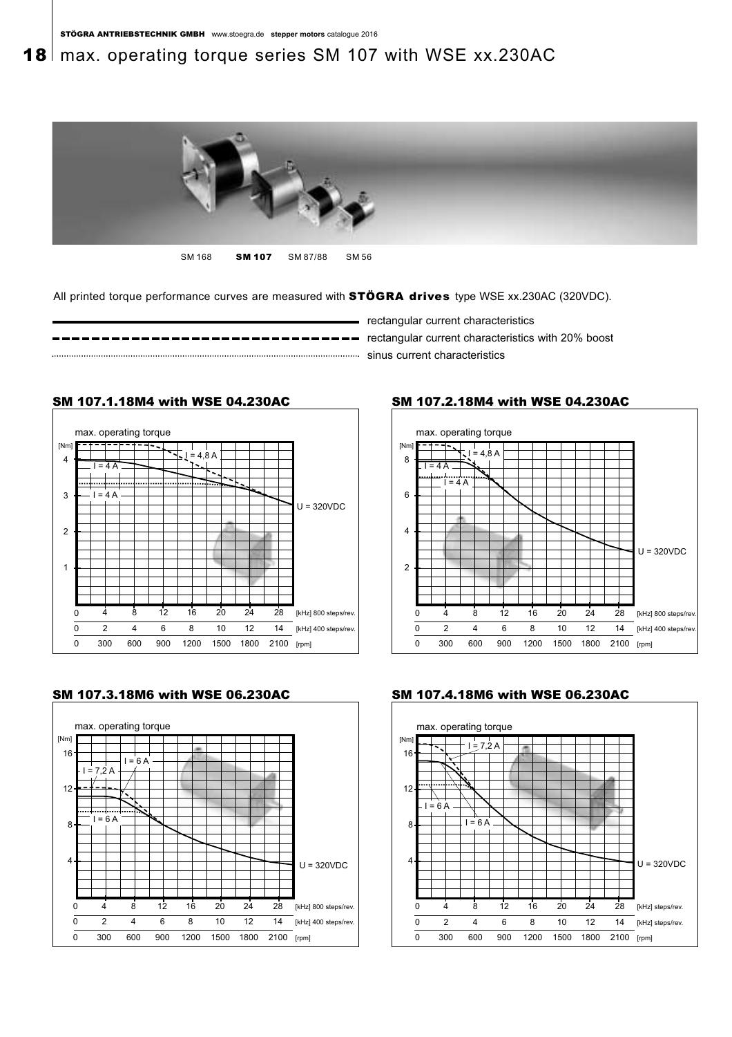# max. operating torque series SM 107 with WSE xx.230AC

SM 168 **SM 107** SM 87/88 SM 56

All printed torque performance curves are measured with **STÖGRA drives** type WSE xx.230AC (320VDC).

- ——— rectangular current characteristics
- - - - - rectangular current characteristics with 20% boost
- ········ sinus current characteristics

## SM 107.1.18M4 with WSE 04.230AC

max. operating torque

[Nm]; I = 4,8 A; I = 4 A; I = 4 A; U = 320VDC

[kHz] 800 steps/rev.: 0 4 8 12 16 20 24 28
[kHz] 400 steps/rev.: 0 2 4 6 8 10 12 14
[rpm]: 0 300 600 900 1200 1500 1800 2100

## SM 107.2.18M4 with WSE 04.230AC

max. operating torque

[Nm]; I = 4,8 A; I = 4 A; I = 4 A; U = 320VDC

[kHz] 800 steps/rev.: 0 4 8 12 16 20 24 28
[kHz] 400 steps/rev.: 0 2 4 6 8 10 12 14
[rpm]: 0 300 600 900 1200 1500 1800 2100

## SM 107.3.18M6 with WSE 06.230AC

max. operating torque

[Nm]; I = 6 A; I = 7,2 A; I = 6 A; U = 320VDC

[kHz] 800 steps/rev.: 0 4 8 12 16 20 24 28
[kHz] 400 steps/rev.: 0 2 4 6 8 10 12 14
[rpm]: 0 300 600 900 1200 1500 1800 2100

## SM 107.4.18M6 with WSE 06.230AC

max. operating torque

[Nm]; I = 7,2 A; I = 6 A; I = 6 A; U = 320VDC

[kHz] steps/rev.: 0 4 8 12 16 20 24 28
[kHz] steps/rev.: 0 2 4 6 8 10 12 14
[rpm]: 0 300 600 900 1200 1500 1800 2100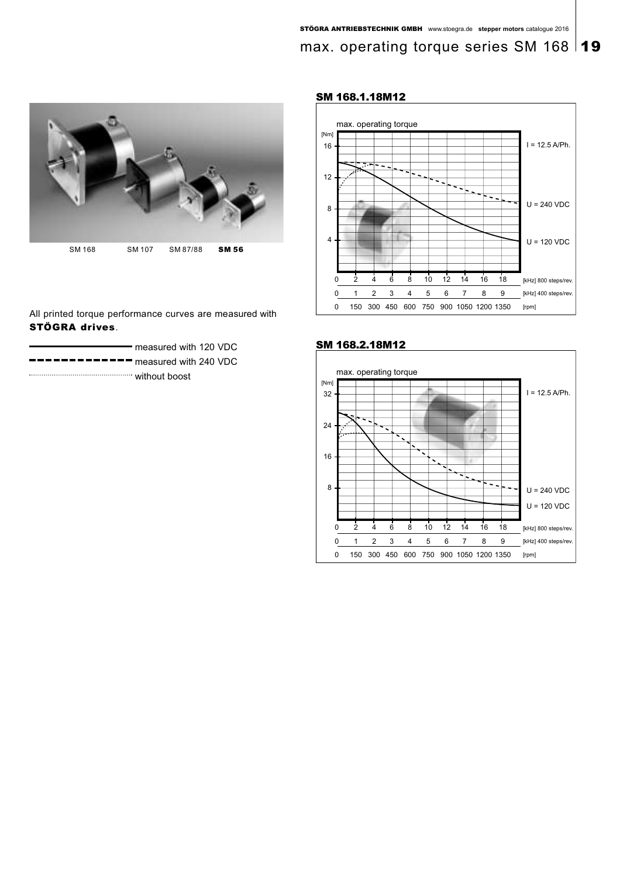# max. operating torque series SM 168

SM 168 SM 107 SM 87/88 **SM 56**

All printed torque performance curves are measured with **STÖGRA drives**.

- measured with 120 VDC (solid line)
- measured with 240 VDC (dashed line)
- without boost (dotted line)

## SM 168.1.18M12

max. operating torque

[Nm] 16, 12, 8, 4

I = 12.5 A/Ph.

U = 240 VDC

U = 120 VDC

| | | | | | | | | | | |
|---|---|---|---|---|---|---|---|---|---|---|
| 0 | 2 | 4 | 6 | 8 | 10 | 12 | 14 | 16 | 18 | [kHz] 800 steps/rev. |
| 0 | 1 | 2 | 3 | 4 | 5 | 6 | 7 | 8 | 9 | [kHz] 400 steps/rev. |
| 0 | 150 | 300 | 450 | 600 | 750 | 900 | 1050 | 1200 | 1350 | [rpm] |

## SM 168.2.18M12

max. operating torque

[Nm] 32, 24, 16, 8

I = 12.5 A/Ph.

U = 240 VDC

U = 120 VDC

| | | | | | | | | | | |
|---|---|---|---|---|---|---|---|---|---|---|
| 0 | 2 | 4 | 6 | 8 | 10 | 12 | 14 | 16 | 18 | [kHz] 800 steps/rev. |
| 0 | 1 | 2 | 3 | 4 | 5 | 6 | 7 | 8 | 9 | [kHz] 400 steps/rev. |
| 0 | 150 | 300 | 450 | 600 | 750 | 900 | 1050 | 1200 | 1350 | [rpm] |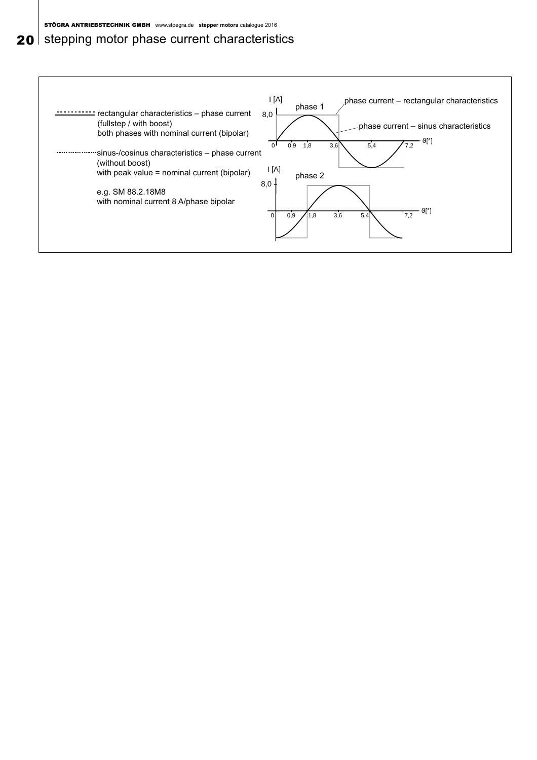# stepping motor phase current characteristics

rectangular characteristics – phase current
(fullstep / with boost)
both phases with nominal current (bipolar)

sinus-/cosinus characteristics – phase current
(without boost)
with peak value = nominal current (bipolar)

e.g. SM 88.2.18M8
with nominal current 8 A/phase bipolar

I [A]

phase 1

phase current – rectangular characteristics

phase current – sinus characteristics

8,0

0 0,9 1,8 3,6 5,4 7,2 ϑ[°]

I [A]

phase 2

8,0

0 0,9 1,8 3,6 5,4 7,2 ϑ[°]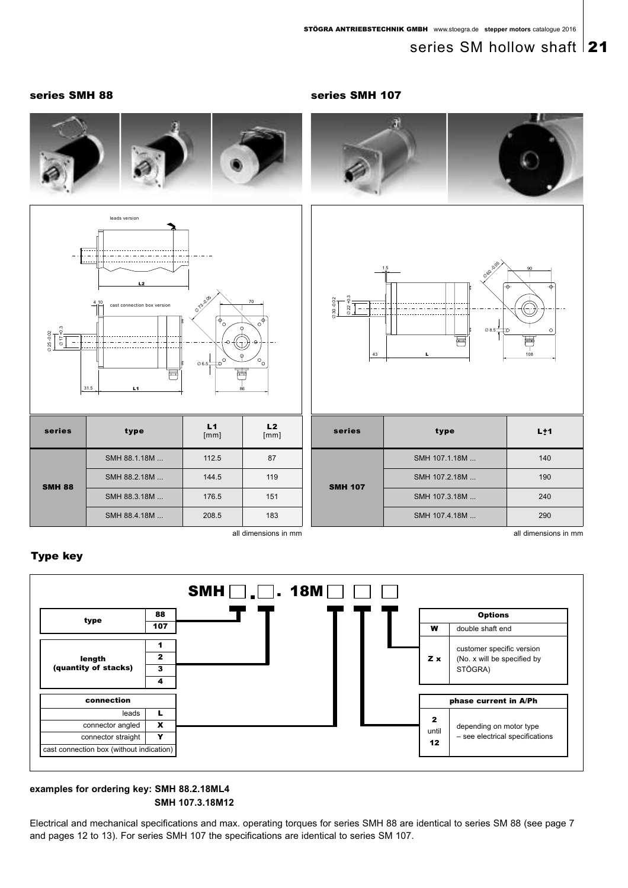## series SMH 88

| series | type | L1 [mm] | L2 [mm] |
|---|---|---|---|
| SMH 88 | SMH 88.1.18M ... | 112.5 | 87 |
| | SMH 88.2.18M ... | 144.5 | 119 |
| | SMH 88.3.18M ... | 176.5 | 151 |
| | SMH 88.4.18M ... | 208.5 | 183 |

all dimensions in mm

## series SMH 107

| series | type | L±1 |
|---|---|---|
| SMH 107 | SMH 107.1.18M ... | 140 |
| | SMH 107.2.18M ... | 190 |
| | SMH 107.3.18M ... | 240 |
| | SMH 107.4.18M ... | 290 |

all dimensions in mm

## Type key

**SMH ☐.☐. 18M ☐ ☐ ☐**

| type | |
|---|---|
| | 88 |
| | 107 |

| length (quantity of stacks) | |
|---|---|
| | 1 |
| | 2 |
| | 3 |
| | 4 |

| connection | |
|---|---|
| leads | L |
| connector angled | X |
| connector straight | Y |
| cast connection box (without indication) | |

| Options | |
|---|---|
| W | double shaft end |
| Z x | customer specific version (No. x will be specified by STÖGRA) |

| phase current in A/Ph | |
|---|---|
| 2 until 12 | depending on motor type – see electrical specifications |

**examples for ordering key: SMH 88.2.18ML4**
**SMH 107.3.18M12**

Electrical and mechanical specifications and max. operating torques for series SMH 88 are identical to series SM 88 (see page 7 and pages 12 to 13). For series SMH 107 the specifications are identical to series SM 107.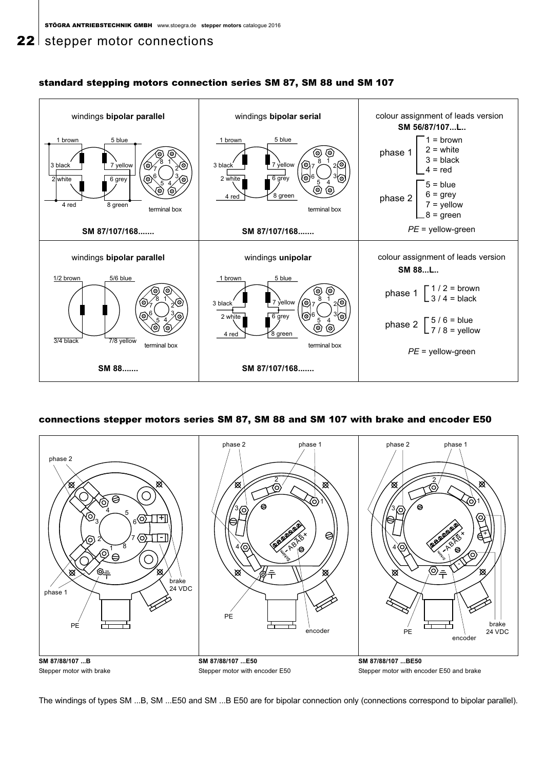## stepper motor connections

### standard stepping motors connection series SM 87, SM 88 und SM 107

windings **bipolar parallel**

1 brown, 5 blue, 3 black, 7 yellow, 2 white, 6 grey, 4 red, 8 green — terminal box

**SM 87/107/168.......**

windings **bipolar serial**

1 brown, 5 blue, 3 black, 7 yellow, 2 white, 6 grey, 4 red, 8 green — terminal box

**SM 87/107/168.......**

colour assignment of leads version **SM 56/87/107...L..**

phase 1
- 1 = brown
- 2 = white
- 3 = black
- 4 = red

phase 2
- 5 = blue
- 6 = grey
- 7 = yellow
- 8 = green

*PE* = yellow-green

windings **bipolar parallel**

1/2 brown, 5/6 blue, 3/4 black, 7/8 yellow — terminal box

**SM 88.......**

windings **unipolar**

1 brown, 5 blue, 3 black, 7 yellow, 2 white, 6 grey, 4 red, 8 green — terminal box

**SM 87/107/168.......**

colour assignment of leads version **SM 88...L..**

phase 1
- 1 / 2 = brown
- 3 / 4 = black

phase 2
- 5 / 6 = blue
- 7 / 8 = yellow

*PE* = yellow-green

### connections stepper motors series SM 87, SM 88 and SM 107 with brake and encoder E50

**SM 87/88/107 ...B**
Stepper motor with brake

**SM 87/88/107 ...E50**
Stepper motor with encoder E50

**SM 87/88/107 ...BE50**
Stepper motor with encoder E50 and brake

The windings of types SM ...B, SM ...E50 and SM ...B E50 are for bipolar connection only (connections correspond to bipolar parallel).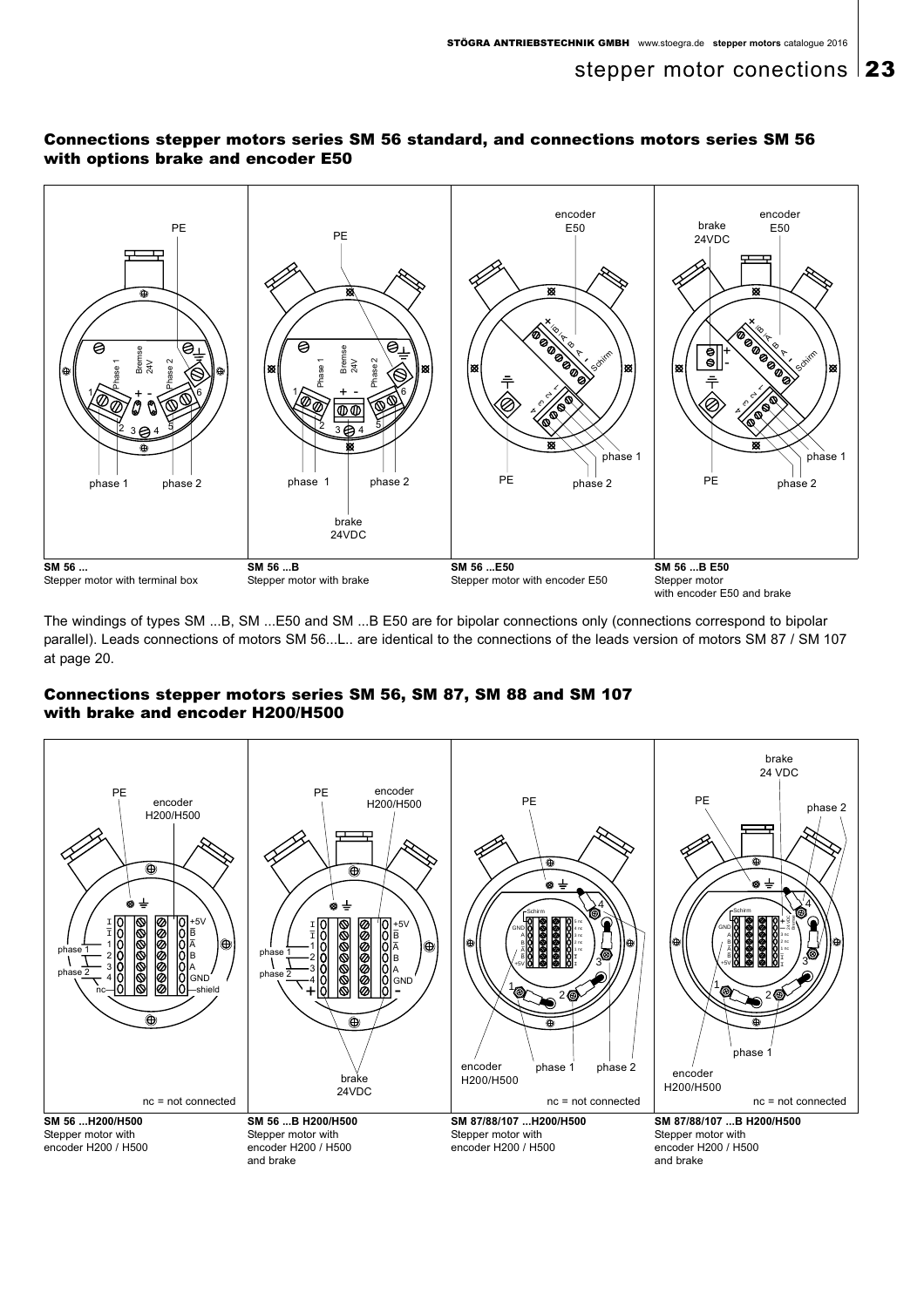## Connections stepper motors series SM 56 standard, and connections motors series SM 56 with options brake and encoder E50

**SM 56 ...**
Stepper motor with terminal box

**SM 56 ...B**
Stepper motor with brake

**SM 56 ...E50**
Stepper motor with encoder E50

**SM 56 ...B E50**
Stepper motor with encoder E50 and brake

The windings of types SM ...B, SM ...E50 and SM ...B E50 are for bipolar connections only (connections correspond to bipolar parallel). Leads connections of motors SM 56...L.. are identical to the connections of the leads version of motors SM 87 / SM 107 at page 20.

## Connections stepper motors series SM 56, SM 87, SM 88 and SM 107 with brake and encoder H200/H500

nc = not connected

**SM 56 ...H200/H500**
Stepper motor with encoder H200 / H500

**SM 56 ...B H200/H500**
Stepper motor with encoder H200 / H500 and brake

**SM 87/88/107 ...H200/H500**
Stepper motor with encoder H200 / H500

**SM 87/88/107 ...B H200/H500**
Stepper motor with encoder H200 / H500 and brake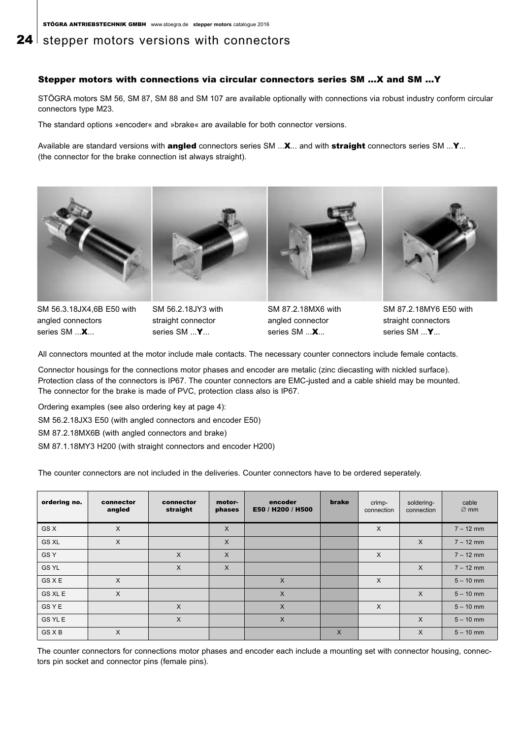# stepper motors versions with connectors

### Stepper motors with connections via circular connectors series SM ...X and SM ...Y

STÖGRA motors SM 56, SM 87, SM 88 and SM 107 are available optionally with connections via robust industry conform circular connectors type M23.

The standard options »encoder« and »brake« are available for both connector versions.

Available are standard versions with **angled** connectors series SM ...**X**... and with **straight** connectors series SM ...**Y**... (the connector for the brake connection ist always straight).

SM 56.3.18JX4,6B E50 with angled connectors series SM ...**X**...

SM 56.2.18JY3 with straight connector series SM ...**Y**...

SM 87.2.18MX6 with angled connector series SM ...**X**...

SM 87.2.18MY6 E50 with straight connectors series SM ...**Y**...

All connectors mounted at the motor include male contacts. The necessary counter connectors include female contacts.

Connector housings for the connections motor phases and encoder are metalic (zinc diecasting with nickled surface). Protection class of the connectors is IP67. The counter connectors are EMC-justed and a cable shield may be mounted. The connector for the brake is made of PVC, protection class also is IP67.

Ordering examples (see also ordering key at page 4):

SM 56.2.18JX3 E50 (with angled connectors and encoder E50)

SM 87.2.18MX6B (with angled connectors and brake)

SM 87.1.18MY3 H200 (with straight connectors and encoder H200)

The counter connectors are not included in the deliveries. Counter connectors have to be ordered seperately.

| ordering no. | connector angled | connector straight | motor-phases | encoder E50 / H200 / H500 | brake | crimp-connection | soldering-connection | cable ∅ mm |
|---|---|---|---|---|---|---|---|---|
| GS X | X | | X | | | X | | 7 – 12 mm |
| GS XL | X | | X | | | | X | 7 – 12 mm |
| GS Y | | X | X | | | X | | 7 – 12 mm |
| GS YL | | X | X | | | | X | 7 – 12 mm |
| GS X E | X | | | X | | X | | 5 – 10 mm |
| GS XL E | X | | | X | | | X | 5 – 10 mm |
| GS Y E | | X | | X | | X | | 5 – 10 mm |
| GS YL E | | X | | X | | | X | 5 – 10 mm |
| GS X B | X | | | | X | | X | 5 – 10 mm |

The counter connectors for connections motor phases and encoder each include a mounting set with connector housing, connectors pin socket and connector pins (female pins).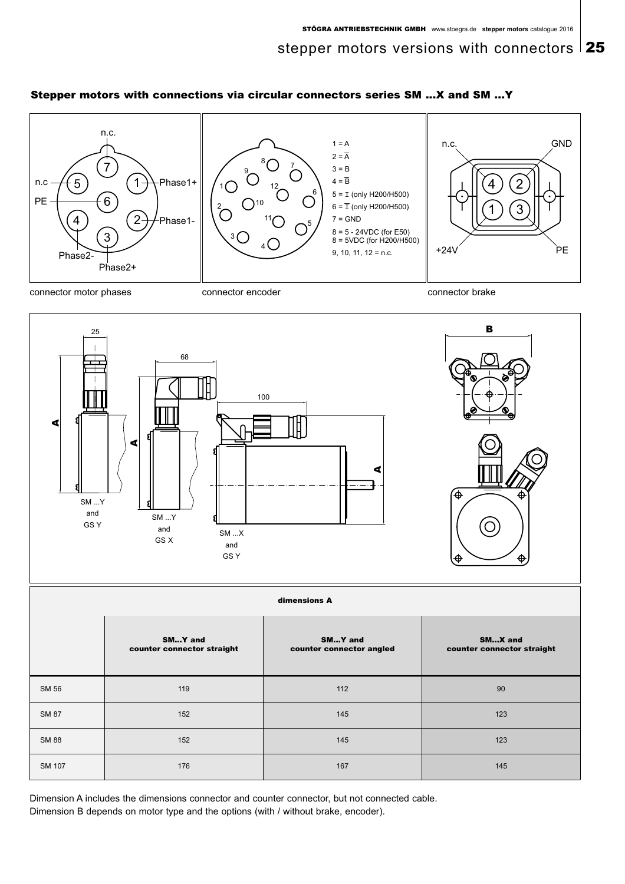## Stepper motors with connections via circular connectors series SM ...X and SM ...Y

connector motor phases

- 1 = Phase1+
- 2 = Phase1-
- 3 = Phase2+
- 4 = Phase2-
- 5 = n.c
- 6 = PE
- 7 = n.c.

connector encoder

- 1 = A
- 2 = $\overline{A}$
- 3 = B
- 4 = $\overline{B}$
- 5 = I (only H200/H500)
- 6 = $\overline{I}$ (only H200/H500)
- 7 = GND
- 8 = 5 - 24VDC (for E50)
- 8 = 5VDC (for H200/H500)
- 9, 10, 11, 12 = n.c.

connector brake

- 1 = +24V
- 2 = GND
- 3 = PE
- 4 = n.c.

SM ...Y and GS Y — SM ...Y and GS X — SM ...X and GS Y

| dimensions A | | | |
|---|---|---|---|
| | SM...Y and counter connector straight | SM...Y and counter connector angled | SM...X and counter connector straight |
| SM 56 | 119 | 112 | 90 |
| SM 87 | 152 | 145 | 123 |
| SM 88 | 152 | 145 | 123 |
| SM 107 | 176 | 167 | 145 |

Dimension A includes the dimensions connector and counter connector, but not connected cable.
Dimension B depends on motor type and the options (with / without brake, encoder).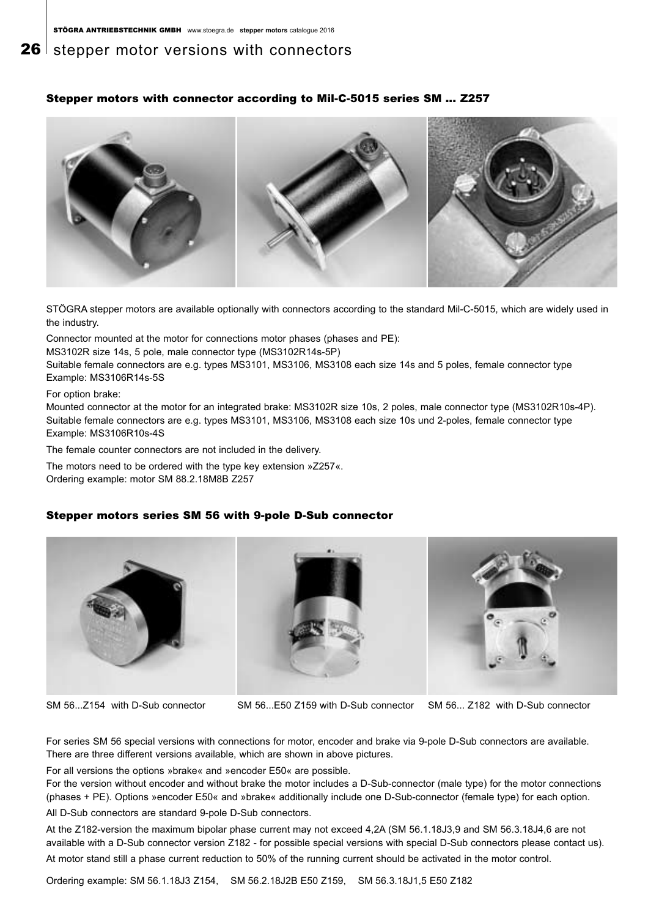# stepper motor versions with connectors

### Stepper motors with connector according to Mil-C-5015 series SM ... Z257

STÖGRA stepper motors are available optionally with connectors according to the standard Mil-C-5015, which are widely used in the industry.

Connector mounted at the motor for connections motor phases (phases and PE):
MS3102R size 14s, 5 pole, male connector type (MS3102R14s-5P)
Suitable female connectors are e.g. types MS3101, MS3106, MS3108 each size 14s and 5 poles, female connector type
Example: MS3106R14s-5S

For option brake:
Mounted connector at the motor for an integrated brake: MS3102R size 10s, 2 poles, male connector type (MS3102R10s-4P).
Suitable female connectors are e.g. types MS3101, MS3106, MS3108 each size 10s und 2-poles, female connector type
Example: MS3106R10s-4S

The female counter connectors are not included in the delivery.

The motors need to be ordered with the type key extension »Z257«.
Ordering example: motor SM 88.2.18M8B Z257

### Stepper motors series SM 56 with 9-pole D-Sub connector

SM 56...Z154 with D-Sub connector

SM 56...E50 Z159 with D-Sub connector

SM 56... Z182 with D-Sub connector

For series SM 56 special versions with connections for motor, encoder and brake via 9-pole D-Sub connectors are available. There are three different versions available, which are shown in above pictures.

For all versions the options »brake« and »encoder E50« are possible.
For the version without encoder and without brake the motor includes a D-Sub-connector (male type) for the motor connections (phases + PE). Options »encoder E50« and »brake« additionally include one D-Sub-connector (female type) for each option.

All D-Sub connectors are standard 9-pole D-Sub connectors.

At the Z182-version the maximum bipolar phase current may not exceed 4,2A (SM 56.1.18J3,9 and SM 56.3.18J4,6 are not available with a D-Sub connector version Z182 - for possible special versions with special D-Sub connectors please contact us).

At motor stand still a phase current reduction to 50% of the running current should be activated in the motor control.

Ordering example: SM 56.1.18J3 Z154, SM 56.2.18J2B E50 Z159, SM 56.3.18J1,5 E50 Z182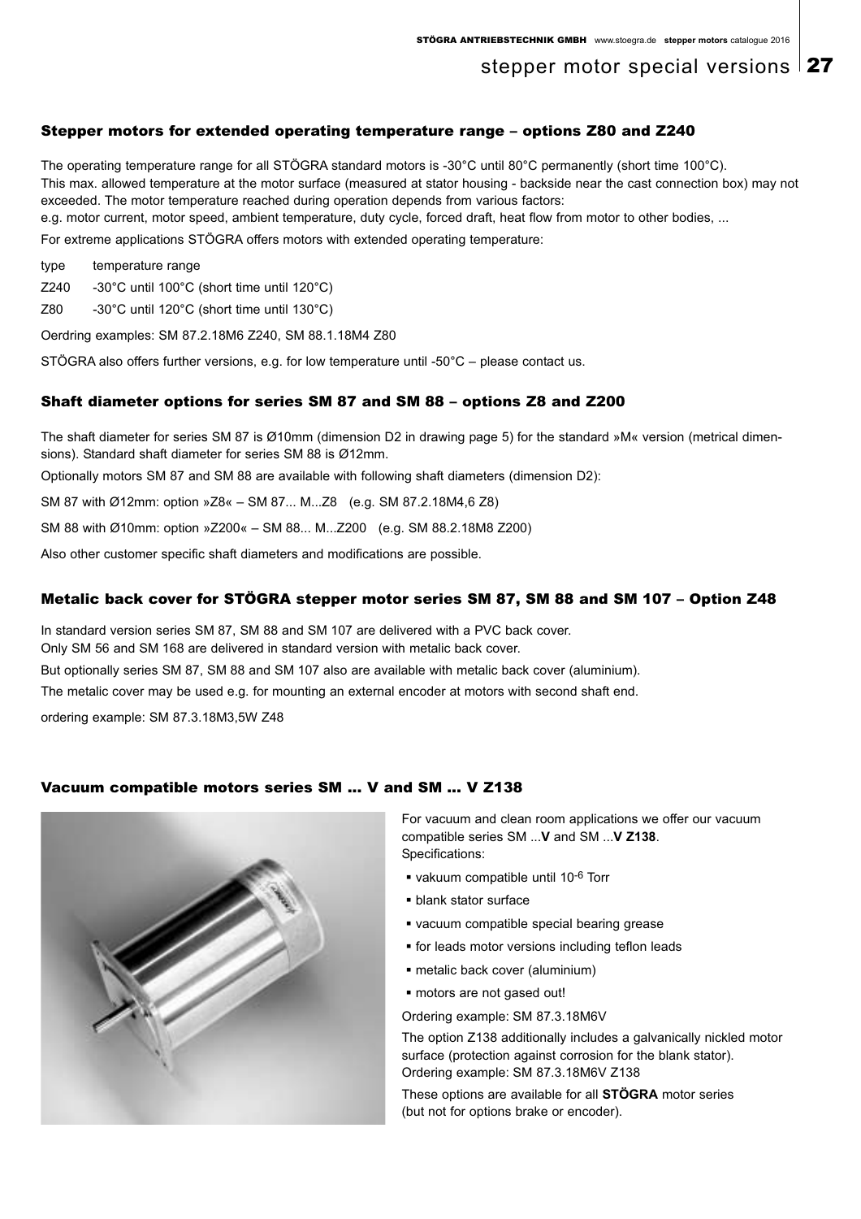# stepper motor special versions

### Stepper motors for extended operating temperature range – options Z80 and Z240

The operating temperature range for all STÖGRA standard motors is -30°C until 80°C permanently (short time 100°C).
This max. allowed temperature at the motor surface (measured at stator housing - backside near the cast connection box) may not exceeded. The motor temperature reached during operation depends from various factors:
e.g. motor current, motor speed, ambient temperature, duty cycle, forced draft, heat flow from motor to other bodies, ...

For extreme applications STÖGRA offers motors with extended operating temperature:

| type | temperature range |
|---|---|
| Z240 | -30°C until 100°C (short time until 120°C) |
| Z80 | -30°C until 120°C (short time until 130°C) |

Oerdring examples: SM 87.2.18M6 Z240, SM 88.1.18M4 Z80

STÖGRA also offers further versions, e.g. for low temperature until -50°C – please contact us.

### Shaft diameter options for series SM 87 and SM 88 – options Z8 and Z200

The shaft diameter for series SM 87 is Ø10mm (dimension D2 in drawing page 5) for the standard »M« version (metrical dimensions). Standard shaft diameter for series SM 88 is Ø12mm.

Optionally motors SM 87 and SM 88 are available with following shaft diameters (dimension D2):

SM 87 with Ø12mm: option »Z8« – SM 87... M...Z8 (e.g. SM 87.2.18M4,6 Z8)

SM 88 with Ø10mm: option »Z200« – SM 88... M...Z200 (e.g. SM 88.2.18M8 Z200)

Also other customer specific shaft diameters and modifications are possible.

### Metalic back cover for STÖGRA stepper motor series SM 87, SM 88 and SM 107 – Option Z48

In standard version series SM 87, SM 88 and SM 107 are delivered with a PVC back cover.
Only SM 56 and SM 168 are delivered in standard version with metalic back cover.

But optionally series SM 87, SM 88 and SM 107 also are available with metalic back cover (aluminium).

The metalic cover may be used e.g. for mounting an external encoder at motors with second shaft end.

ordering example: SM 87.3.18M3,5W Z48

### Vacuum compatible motors series SM ... V and SM ... V Z138

For vacuum and clean room applications we offer our vacuum compatible series SM ...**V** and SM ...**V Z138**.
Specifications:

- vakuum compatible until $10^{-6}$ Torr
- blank stator surface
- vacuum compatible special bearing grease
- for leads motor versions including teflon leads
- metalic back cover (aluminium)
- motors are not gased out!

Ordering example: SM 87.3.18M6V

The option Z138 additionally includes a galvanically nickled motor surface (protection against corrosion for the blank stator).
Ordering example: SM 87.3.18M6V Z138

These options are available for all **STÖGRA** motor series (but not for options brake or encoder).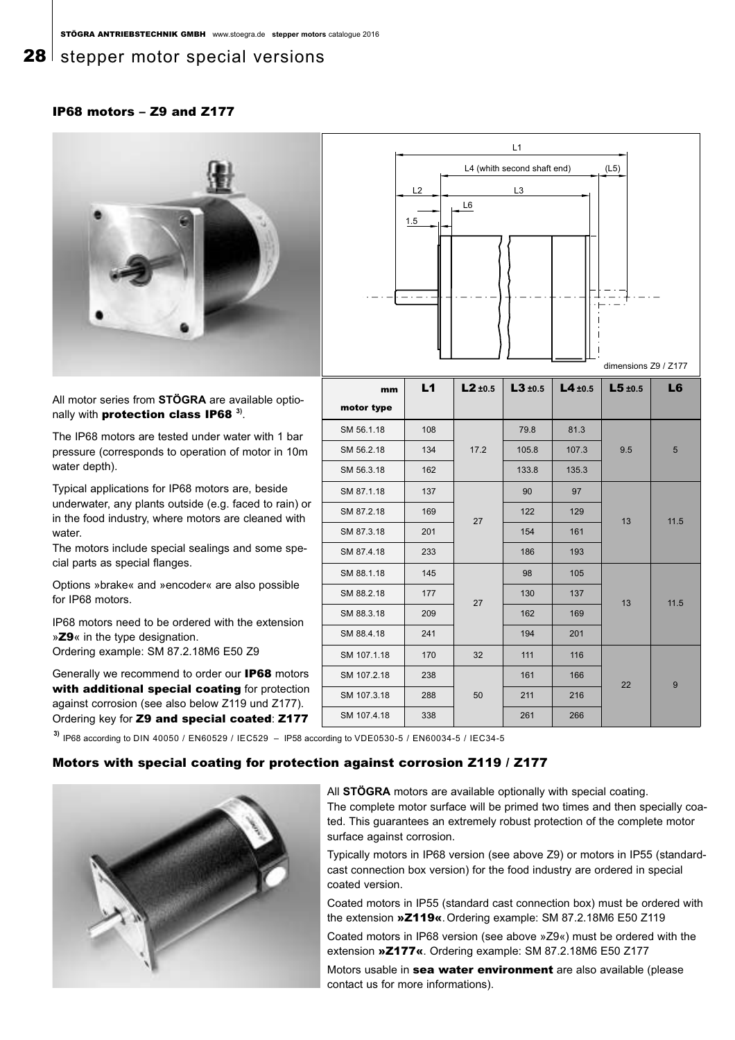# stepper motor special versions

## IP68 motors – Z9 and Z177

All motor series from **STÖGRA** are available optionally with **protection class IP68** [3].

The IP68 motors are tested under water with 1 bar pressure (corresponds to operation of motor in 10m water depth).

Typical applications for IP68 motors are, beside underwater, any plants outside (e.g. faced to rain) or in the food industry, where motors are cleaned with water.

The motors include special sealings and some special parts as special flanges.

Options »brake« and »encoder« are also possible for IP68 motors.

IP68 motors need to be ordered with the extension »**Z9**« in the type designation.
Ordering example: SM 87.2.18M6 E50 Z9

Generally we recommend to order our **IP68** motors **with additional special coating** for protection against corrosion (see also below Z119 und Z177).
Ordering key for **Z9 and special coated**: **Z177**

L1, L4 (whith second shaft end), (L5), L2, L3, L6, 1.5

dimensions Z9 / Z177

| mm / motor type | L1 | L2 ±0.5 | L3 ±0.5 | L4 ±0.5 | L5 ±0.5 | L6 |
|---|---|---|---|---|---|---|
| SM 56.1.18 | 108 | 17.2 | 79.8 | 81.3 | 9.5 | 5 |
| SM 56.2.18 | 134 | 17.2 | 105.8 | 107.3 | 9.5 | 5 |
| SM 56.3.18 | 162 | 17.2 | 133.8 | 135.3 | 9.5 | 5 |
| SM 87.1.18 | 137 | 27 | 90 | 97 | 13 | 11.5 |
| SM 87.2.18 | 169 | 27 | 122 | 129 | 13 | 11.5 |
| SM 87.3.18 | 201 | 27 | 154 | 161 | 13 | 11.5 |
| SM 87.4.18 | 233 | 27 | 186 | 193 | 13 | 11.5 |
| SM 88.1.18 | 145 | 27 | 98 | 105 | 13 | 11.5 |
| SM 88.2.18 | 177 | 27 | 130 | 137 | 13 | 11.5 |
| SM 88.3.18 | 209 | 27 | 162 | 169 | 13 | 11.5 |
| SM 88.4.18 | 241 | 27 | 194 | 201 | 13 | 11.5 |
| SM 107.1.18 | 170 | 32 | 111 | 116 | 22 | 9 |
| SM 107.2.18 | 238 | 50 | 161 | 166 | 22 | 9 |
| SM 107.3.18 | 288 | 50 | 211 | 216 | 22 | 9 |
| SM 107.4.18 | 338 | 50 | 261 | 266 | 22 | 9 |

[3] IP68 according to DIN 40050 / EN60529 / IEC529 – IP58 according to VDE0530-5 / EN60034-5 / IEC34-5

## Motors with special coating for protection against corrosion Z119 / Z177

All **STÖGRA** motors are available optionally with special coating.
The complete motor surface will be primed two times and then specially coated. This guarantees an extremely robust protection of the complete motor surface against corrosion.

Typically motors in IP68 version (see above Z9) or motors in IP55 (standard-cast connection box version) for the food industry are ordered in special coated version.

Coated motors in IP55 (standard cast connection box) must be ordered with the extension **»Z119«**. Ordering example: SM 87.2.18M6 E50 Z119

Coated motors in IP68 version (see above »Z9«) must be ordered with the extension **»Z177«**. Ordering example: SM 87.2.18M6 E50 Z177

Motors usable in **sea water environment** are also available (please contact us for more informations).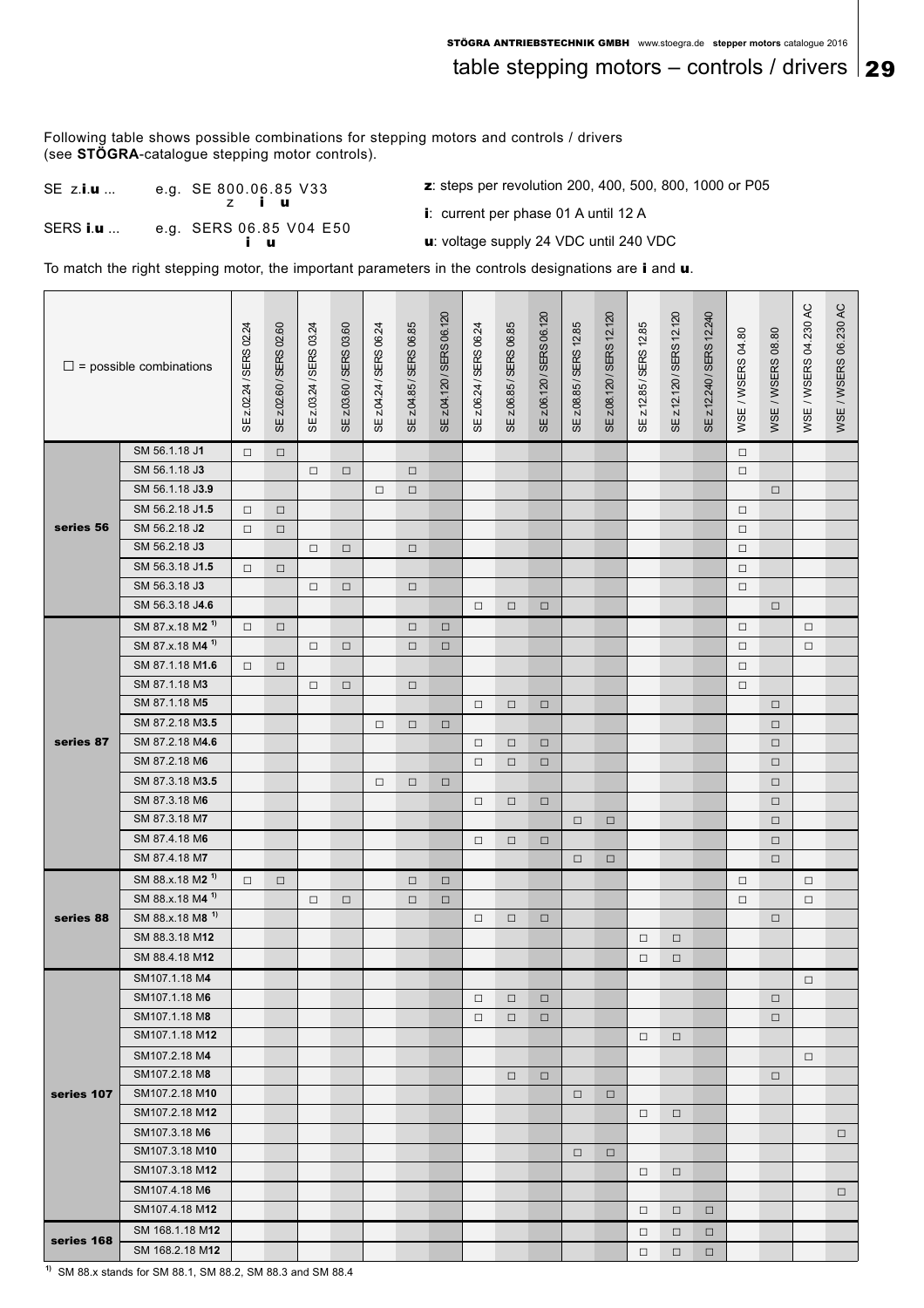Following table shows possible combinations for stepping motors and controls / drivers (see **STÖGRA**-catalogue stepping motor controls).

SE z.**i**.**u** ... e.g. SE 800.06.85 V33 (z **i** **u**)

SERS **i**.**u** ... e.g. SERS 06.85 V04 E50 (**i** **u**)

**z**: steps per revolution 200, 400, 500, 800, 1000 or P05

**i**: current per phase 01 A until 12 A

**u**: voltage supply 24 VDC until 240 VDC

To match the right stepping motor, the important parameters in the controls designations are **i** and **u**.

| □ = possible combinations | | SE z.02.24 / SERS 02.24 | SE z.02.60 / SERS 02.60 | SE z.03.24 / SERS 03.24 | SE z.03.60 / SERS 03.60 | SE z.04.24 / SERS 04.24 | SE z.04.85 / SERS 04.85 | SE z.04.120 / SERS 04.120 | SE z.06.24 / SERS 06.24 | SE z.06.85 / SERS 06.85 | SE z.06.120 / SERS 06.120 | SE z.08.85 / SERS 12.85 | SE z.08.120 / SERS 12.120 | SE z.12.85 / SERS 12.85 | SE z.12.120 / SERS 12.120 | SE z.12.240 / SERS 12.240 | WSE / WSERS 04.80 | WSE / WSERS 08.80 | WSE / WSERS 04.230 AC | WSE / WSERS 06.230 AC |
|---|---|---|---|---|---|---|---|---|---|---|---|---|---|---|---|---|---|---|---|---|
| **series 56** | SM 56.1.18 J**1** | □ | □ | | | | | | | | | | | | | | □ | | | |
| | SM 56.1.18 J**3** | | | □ | □ | | □ | | | | | | | | | | □ | | | |
| | SM 56.1.18 J**3.9** | | | | | □ | □ | | | | | | | | | | | □ | | |
| | SM 56.2.18 J**1.5** | □ | □ | | | | | | | | | | | | | | □ | | | |
| | SM 56.2.18 J**2** | □ | □ | | | | | | | | | | | | | | □ | | | |
| | SM 56.2.18 J**3** | | | □ | □ | | □ | | | | | | | | | | □ | | | |
| | SM 56.3.18 J**1.5** | □ | □ | | | | | | | | | | | | | | □ | | | |
| | SM 56.3.18 J**3** | | | □ | □ | | □ | | | | | | | | | | □ | | | |
| | SM 56.3.18 J**4.6** | | | | | | | | □ | □ | □ | | | | | | | □ | | |
| **series 87** | SM 87.x.18 M**2** [1] | □ | □ | | | | □ | □ | | | | | | | | | □ | | □ | |
| | SM 87.x.18 M**4** [1] | | | □ | □ | | □ | □ | | | | | | | | | □ | | □ | |
| | SM 87.1.18 M**1.6** | □ | □ | | | | | | | | | | | | | | □ | | | |
| | SM 87.1.18 M**3** | | | □ | □ | | □ | | | | | | | | | | □ | | | |
| | SM 87.1.18 M**5** | | | | | | | | □ | □ | □ | | | | | | | □ | | |
| | SM 87.2.18 M**3.5** | | | | | □ | □ | □ | | | | | | | | | | □ | | |
| | SM 87.2.18 M**4.6** | | | | | | | | □ | □ | □ | | | | | | | □ | | |
| | SM 87.2.18 M**6** | | | | | | | | □ | □ | □ | | | | | | | □ | | |
| | SM 87.3.18 M**3.5** | | | | | □ | □ | □ | | | | | | | | | | □ | | |
| | SM 87.3.18 M**6** | | | | | | | | □ | □ | □ | | | | | | | □ | | |
| | SM 87.3.18 M**7** | | | | | | | | | | | □ | □ | | | | | □ | | |
| | SM 87.4.18 M**6** | | | | | | | | □ | □ | □ | | | | | | | □ | | |
| | SM 87.4.18 M**7** | | | | | | | | | | | □ | □ | | | | | □ | | |
| **series 88** | SM 88.x.18 M**2** [1] | □ | □ | | | | □ | □ | | | | | | | | | □ | | □ | |
| | SM 88.x.18 M**4** [1] | | | □ | □ | | □ | □ | | | | | | | | | □ | | □ | |
| | SM 88.x.18 M**8** [1] | | | | | | | | □ | □ | □ | | | | | | | □ | | |
| | SM 88.3.18 M**12** | | | | | | | | | | | | | □ | □ | | | | | |
| | SM 88.4.18 M**12** | | | | | | | | | | | | | □ | □ | | | | | |
| **series 107** | SM107.1.18 M**4** | | | | | | | | | | | | | | | | | | □ | |
| | SM107.1.18 M**6** | | | | | | | | □ | □ | □ | | | | | | | □ | | |
| | SM107.1.18 M**8** | | | | | | | | □ | □ | □ | | | | | | | □ | | |
| | SM107.1.18 M**12** | | | | | | | | | | | | | □ | □ | | | | | |
| | SM107.2.18 M**4** | | | | | | | | | | | | | | | | | | □ | |
| | SM107.2.18 M**8** | | | | | | | | | □ | □ | | | | | | | □ | | |
| | SM107.2.18 M**10** | | | | | | | | | | | □ | □ | | | | | | | |
| | SM107.2.18 M**12** | | | | | | | | | | | | | □ | □ | | | | | |
| | SM107.3.18 M**6** | | | | | | | | | | | | | | | | | | | □ |
| | SM107.3.18 M**10** | | | | | | | | | | | □ | □ | | | | | | | |
| | SM107.3.18 M**12** | | | | | | | | | | | | | □ | □ | | | | | |
| | SM107.4.18 M**6** | | | | | | | | | | | | | | | | | | | □ |
| | SM107.4.18 M**12** | | | | | | | | | | | | | □ | □ | □ | | | | |
| **series 168** | SM 168.1.18 M**12** | | | | | | | | | | | | | □ | □ | □ | | | | |
| | SM 168.2.18 M**12** | | | | | | | | | | | | | □ | □ | □ | | | | |

[1] SM 88.x stands for SM 88.1, SM 88.2, SM 88.3 and SM 88.4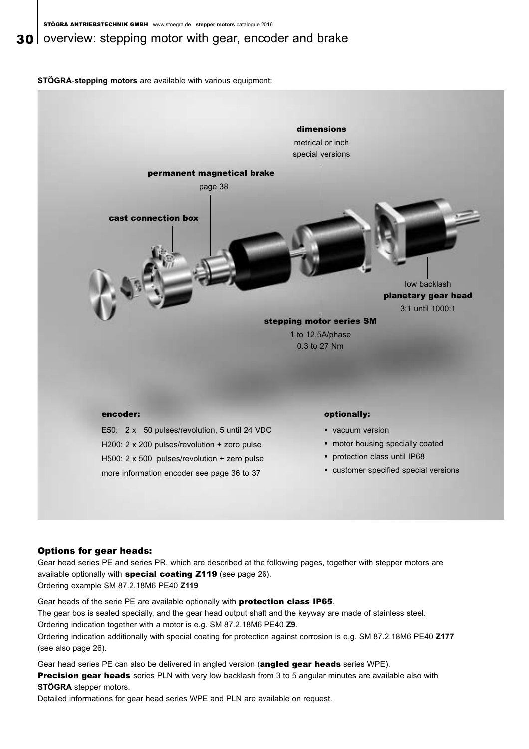# overview: stepping motor with gear, encoder and brake

**STÖGRA-stepping motors** are available with various equipment:

**dimensions**
metrical or inch
special versions

**permanent magnetical brake**
page 38

**cast connection box**

low backlash
**planetary gear head**
3:1 until 1000:1

**stepping motor series SM**
1 to 12.5A/phase
0.3 to 27 Nm

**encoder:**

E50: 2 x 50 pulses/revolution, 5 until 24 VDC
H200: 2 x 200 pulses/revolution + zero pulse
H500: 2 x 500 pulses/revolution + zero pulse
more information encoder see page 36 to 37

**optionally:**

- vacuum version
- motor housing specially coated
- protection class until IP68
- customer specified special versions

## Options for gear heads:

Gear head series PE and series PR, which are described at the following pages, together with stepper motors are available optionally with **special coating Z119** (see page 26).
Ordering example SM 87.2.18M6 PE40 **Z119**

Gear heads of the serie PE are available optionally with **protection class IP65**.
The gear bos is sealed specially, and the gear head output shaft and the keyway are made of stainless steel.
Ordering indication together with a motor is e.g. SM 87.2.18M6 PE40 **Z9**.
Ordering indication additionally with special coating for protection against corrosion is e.g. SM 87.2.18M6 PE40 **Z177** (see also page 26).

Gear head series PE can also be delivered in angled version (**angled gear heads** series WPE).
**Precision gear heads** series PLN with very low backlash from 3 to 5 angular minutes are available also with **STÖGRA** stepper motors.
Detailed informations for gear head series WPE and PLN are available on request.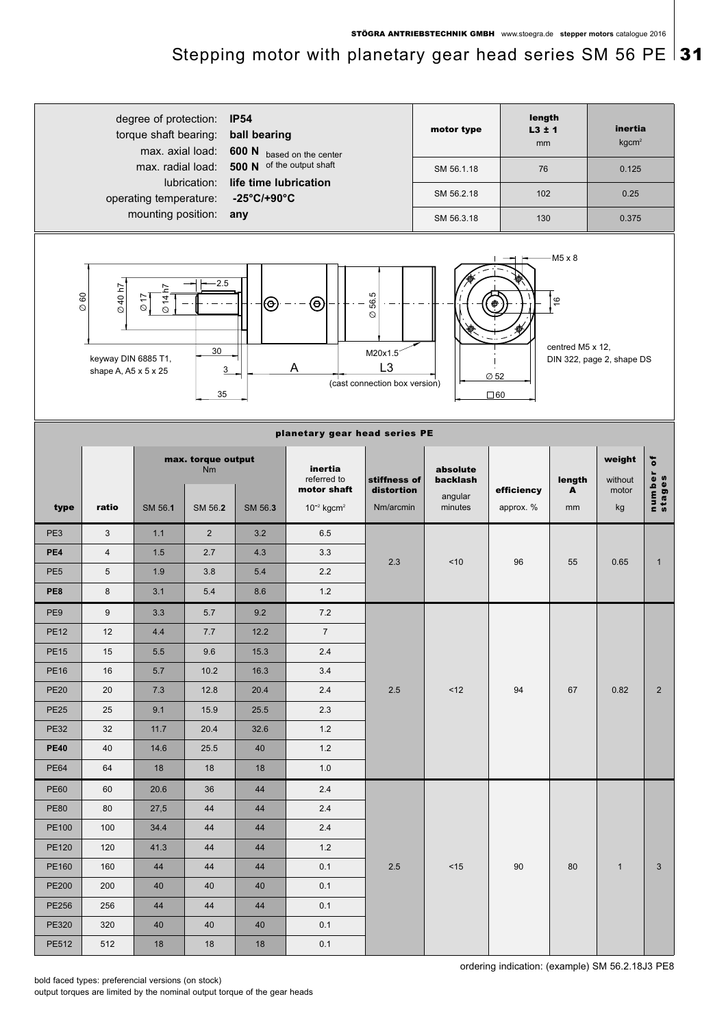# Stepping motor with planetary gear head series SM 56 PE

degree of protection: **IP54**
torque shaft bearing: **ball bearing**
max. axial load: **600 N** based on the center
max. radial load: **500 N** of the output shaft
lubrication: **life time lubrication**
operating temperature: **-25°C/+90°C**
mounting position: **any**

| motor type | length L3 ± 1 mm | inertia kgcm² |
|---|---|---|
| SM 56.1.18 | 76 | 0.125 |
| SM 56.2.18 | 102 | 0.25 |
| SM 56.3.18 | 130 | 0.375 |

Ø 60, Ø 40 h7, Ø 17, Ø 14 h7, 2.5, 30, 3, 35, A, Ø 56.5, M20x1.5, L3, (cast connection box version), M5 x 8, 16, Ø 52, □60

keyway DIN 6885 T1, shape A, A5 x 5 x 25

centred M5 x 12, DIN 322, page 2, shape DS

## planetary gear head series PE

| type | ratio | max. torque output Nm SM 56.**1** | SM 56.**2** | SM 56.**3** | inertia referred to motor shaft $10^{-2}$ kgcm² | stiffness of distortion Nm/arcmin | absolute backlash angular minutes | efficiency approx. % | length A mm | weight without motor kg | number of stages |
|---|---|---|---|---|---|---|---|---|---|---|---|
| PE3 | 3 | 1.1 | 2 | 3.2 | 6.5 | 2.3 | <10 | 96 | 55 | 0.65 | 1 |
| **PE4** | 4 | 1.5 | 2.7 | 4.3 | 3.3 | | | | | | |
| PE5 | 5 | 1.9 | 3.8 | 5.4 | 2.2 | | | | | | |
| **PE8** | 8 | 3.1 | 5.4 | 8.6 | 1.2 | | | | | | |
| PE9 | 9 | 3.3 | 5.7 | 9.2 | 7.2 | 2.5 | <12 | 94 | 67 | 0.82 | 2 |
| PE12 | 12 | 4.4 | 7.7 | 12.2 | 7 | | | | | | |
| PE15 | 15 | 5.5 | 9.6 | 15.3 | 2.4 | | | | | | |
| PE16 | 16 | 5.7 | 10.2 | 16.3 | 3.4 | | | | | | |
| PE20 | 20 | 7.3 | 12.8 | 20.4 | 2.4 | | | | | | |
| PE25 | 25 | 9.1 | 15.9 | 25.5 | 2.3 | | | | | | |
| PE32 | 32 | 11.7 | 20.4 | 32.6 | 1.2 | | | | | | |
| **PE40** | 40 | 14.6 | 25.5 | 40 | 1.2 | | | | | | |
| PE64 | 64 | 18 | 18 | 18 | 1.0 | | | | | | |
| PE60 | 60 | 20.6 | 36 | 44 | 2.4 | 2.5 | <15 | 90 | 80 | 1 | 3 |
| PE80 | 80 | 27,5 | 44 | 44 | 2.4 | | | | | | |
| PE100 | 100 | 34.4 | 44 | 44 | 2.4 | | | | | | |
| PE120 | 120 | 41.3 | 44 | 44 | 1.2 | | | | | | |
| PE160 | 160 | 44 | 44 | 44 | 0.1 | | | | | | |
| PE200 | 200 | 40 | 40 | 40 | 0.1 | | | | | | |
| PE256 | 256 | 44 | 44 | 44 | 0.1 | | | | | | |
| PE320 | 320 | 40 | 40 | 40 | 0.1 | | | | | | |
| PE512 | 512 | 18 | 18 | 18 | 0.1 | | | | | | |

ordering indication: (example) SM 56.2.18J3 PE8

bold faced types: preferencial versions (on stock)
output torques are limited by the nominal output torque of the gear heads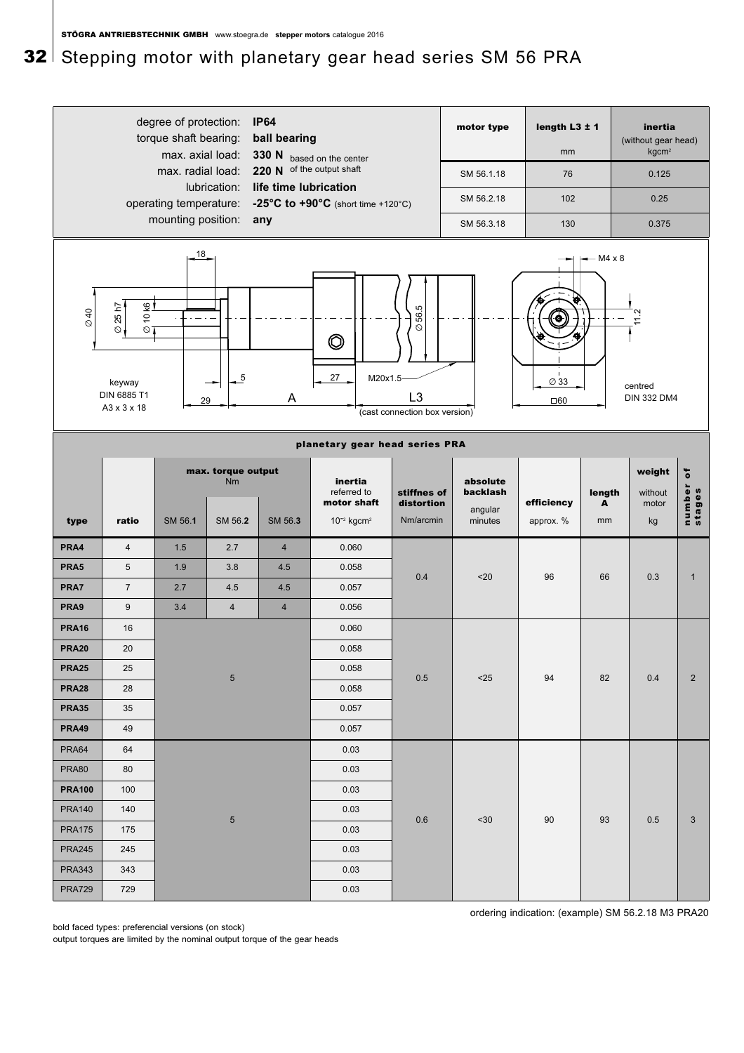# Stepping motor with planetary gear head series SM 56 PRA

degree of protection: **IP64**
torque shaft bearing: **ball bearing**
max. axial load: **330 N** based on the center
max. radial load: **220 N** of the output shaft
lubrication: **life time lubrication**
operating temperature: **-25°C to +90°C** (short time +120°C)
mounting position: **any**

| motor type | length L3 ± 1 mm | inertia (without gear head) kgcm² |
|---|---|---|
| SM 56.1.18 | 76 | 0.125 |
| SM 56.2.18 | 102 | 0.25 |
| SM 56.3.18 | 130 | 0.375 |

18, Ø 40, Ø 25 h7, Ø 10 k6, keyway DIN 6885 T1 A3 x 3 x 18, 5, 29, A, 27, Ø 56.5, M20x1.5, L3 (cast connection box version), M4 x 8, 11.2, Ø 33, □60, centred DIN 332 DM4

## planetary gear head series PRA

| type | ratio | max. torque output Nm SM 56.**1** | SM 56.**2** | SM 56.**3** | inertia referred to motor shaft $10^{-2}$ kgcm² | stiffnes of distortion Nm/arcmin | absolute backlash angular minutes | efficiency approx. % | length A mm | weight without motor kg | number of stages |
|---|---|---|---|---|---|---|---|---|---|---|---|
| **PRA4** | 4 | 1.5 | 2.7 | 4 | 0.060 | 0.4 | <20 | 96 | 66 | 0.3 | 1 |
| **PRA5** | 5 | 1.9 | 3.8 | 4.5 | 0.058 | | | | | | |
| **PRA7** | 7 | 2.7 | 4.5 | 4.5 | 0.057 | | | | | | |
| **PRA9** | 9 | 3.4 | 4 | 4 | 0.056 | | | | | | |
| **PRA16** | 16 | 5 | | | 0.060 | 0.5 | <25 | 94 | 82 | 0.4 | 2 |
| **PRA20** | 20 | | | | 0.058 | | | | | | |
| **PRA25** | 25 | | | | 0.058 | | | | | | |
| **PRA28** | 28 | | | | 0.058 | | | | | | |
| **PRA35** | 35 | | | | 0.057 | | | | | | |
| **PRA49** | 49 | | | | 0.057 | | | | | | |
| PRA64 | 64 | 5 | | | 0.03 | 0.6 | <30 | 90 | 93 | 0.5 | 3 |
| PRA80 | 80 | | | | 0.03 | | | | | | |
| **PRA100** | 100 | | | | 0.03 | | | | | | |
| PRA140 | 140 | | | | 0.03 | | | | | | |
| PRA175 | 175 | | | | 0.03 | | | | | | |
| PRA245 | 245 | | | | 0.03 | | | | | | |
| PRA343 | 343 | | | | 0.03 | | | | | | |
| PRA729 | 729 | | | | 0.03 | | | | | | |

ordering indication: (example) SM 56.2.18 M3 PRA20

bold faced types: preferencial versions (on stock)
output torques are limited by the nominal output torque of the gear heads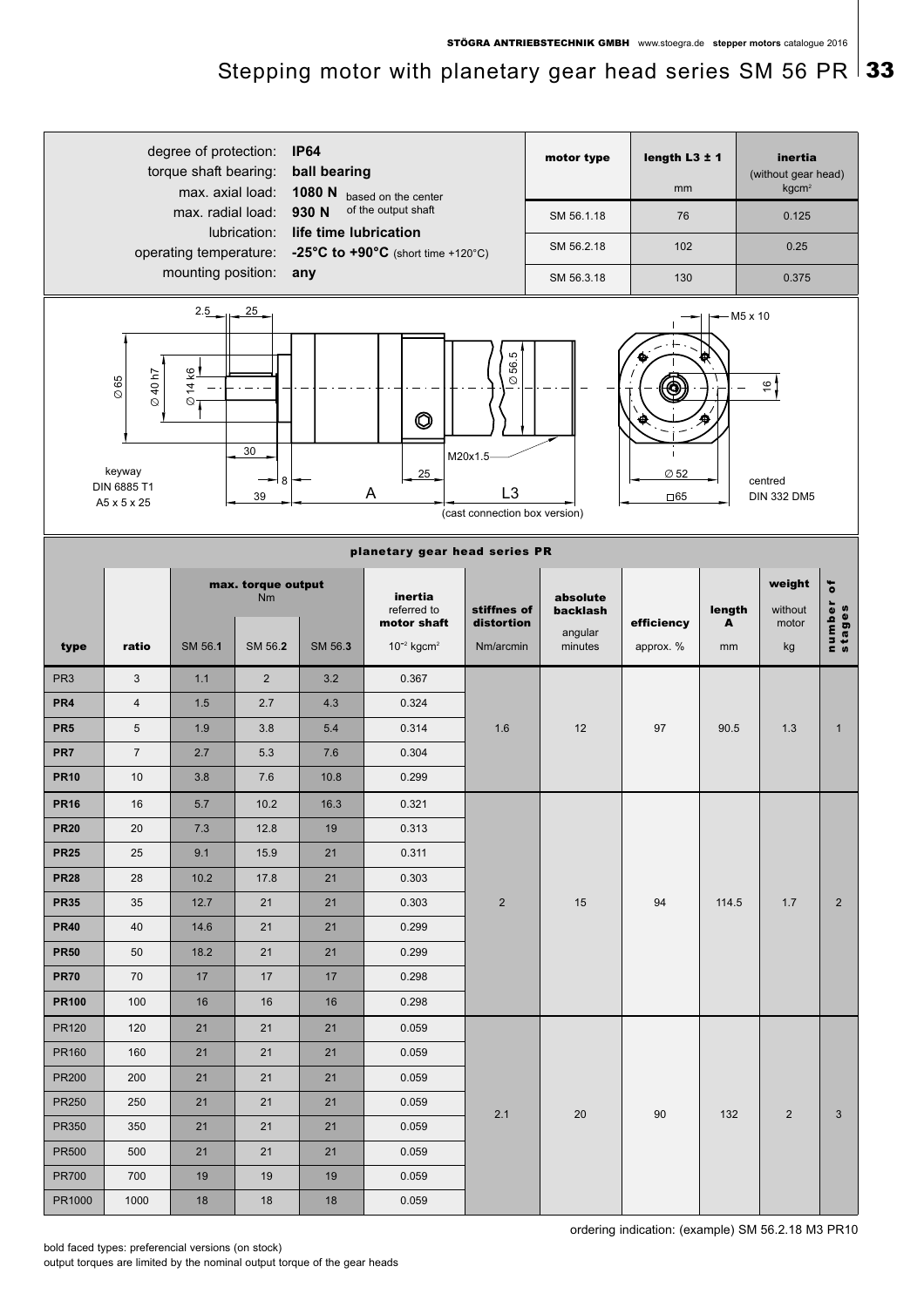# Stepping motor with planetary gear head series SM 56 PR

| | |
|---|---|
| degree of protection: | **IP64** |
| torque shaft bearing: | **ball bearing** |
| max. axial load: | **1080 N** based on the center of the output shaft |
| max. radial load: | **930 N** |
| lubrication: | **life time lubrication** |
| operating temperature: | **-25°C to +90°C** (short time +120°C) |
| mounting position: | **any** |

| motor type | length L3 ± 1 mm | inertia (without gear head) kgcm² |
|---|---|---|
| SM 56.1.18 | 76 | 0.125 |
| SM 56.2.18 | 102 | 0.25 |
| SM 56.3.18 | 130 | 0.375 |

2.5 25 ∅65 ∅40 h7 ∅14 k6 30 8 39 A 25 M20x1.5 ∅56.5 L3 (cast connection box version) M5 x 10 16 ∅52 □65 centred DIN 332 DM5

keyway DIN 6885 T1 A5 x 5 x 25

## planetary gear head series PR

| type | ratio | max. torque output Nm SM 56.**1** | SM 56.**2** | SM 56.**3** | inertia referred to motor shaft $10^{-2}$ kgcm² | stiffnes of distortion Nm/arcmin | absolute backlash angular minutes | efficiency approx. % | length A mm | weight without motor kg | number of stages |
|---|---|---|---|---|---|---|---|---|---|---|---|
| PR3 | 3 | 1.1 | 2 | 3.2 | 0.367 | 1.6 | 12 | 97 | 90.5 | 1.3 | 1 |
| **PR4** | 4 | 1.5 | 2.7 | 4.3 | 0.324 | | | | | | |
| **PR5** | 5 | 1.9 | 3.8 | 5.4 | 0.314 | | | | | | |
| **PR7** | 7 | 2.7 | 5.3 | 7.6 | 0.304 | | | | | | |
| **PR10** | 10 | 3.8 | 7.6 | 10.8 | 0.299 | | | | | | |
| **PR16** | 16 | 5.7 | 10.2 | 16.3 | 0.321 | 2 | 15 | 94 | 114.5 | 1.7 | 2 |
| **PR20** | 20 | 7.3 | 12.8 | 19 | 0.313 | | | | | | |
| **PR25** | 25 | 9.1 | 15.9 | 21 | 0.311 | | | | | | |
| **PR28** | 28 | 10.2 | 17.8 | 21 | 0.303 | | | | | | |
| **PR35** | 35 | 12.7 | 21 | 21 | 0.303 | | | | | | |
| **PR40** | 40 | 14.6 | 21 | 21 | 0.299 | | | | | | |
| **PR50** | 50 | 18.2 | 21 | 21 | 0.299 | | | | | | |
| **PR70** | 70 | 17 | 17 | 17 | 0.298 | | | | | | |
| **PR100** | 100 | 16 | 16 | 16 | 0.298 | | | | | | |
| PR120 | 120 | 21 | 21 | 21 | 0.059 | 2.1 | 20 | 90 | 132 | 2 | 3 |
| PR160 | 160 | 21 | 21 | 21 | 0.059 | | | | | | |
| PR200 | 200 | 21 | 21 | 21 | 0.059 | | | | | | |
| PR250 | 250 | 21 | 21 | 21 | 0.059 | | | | | | |
| PR350 | 350 | 21 | 21 | 21 | 0.059 | | | | | | |
| PR500 | 500 | 21 | 21 | 21 | 0.059 | | | | | | |
| PR700 | 700 | 19 | 19 | 19 | 0.059 | | | | | | |
| PR1000 | 1000 | 18 | 18 | 18 | 0.059 | | | | | | |

ordering indication: (example) SM 56.2.18 M3 PR10

bold faced types: preferencial versions (on stock)
output torques are limited by the nominal output torque of the gear heads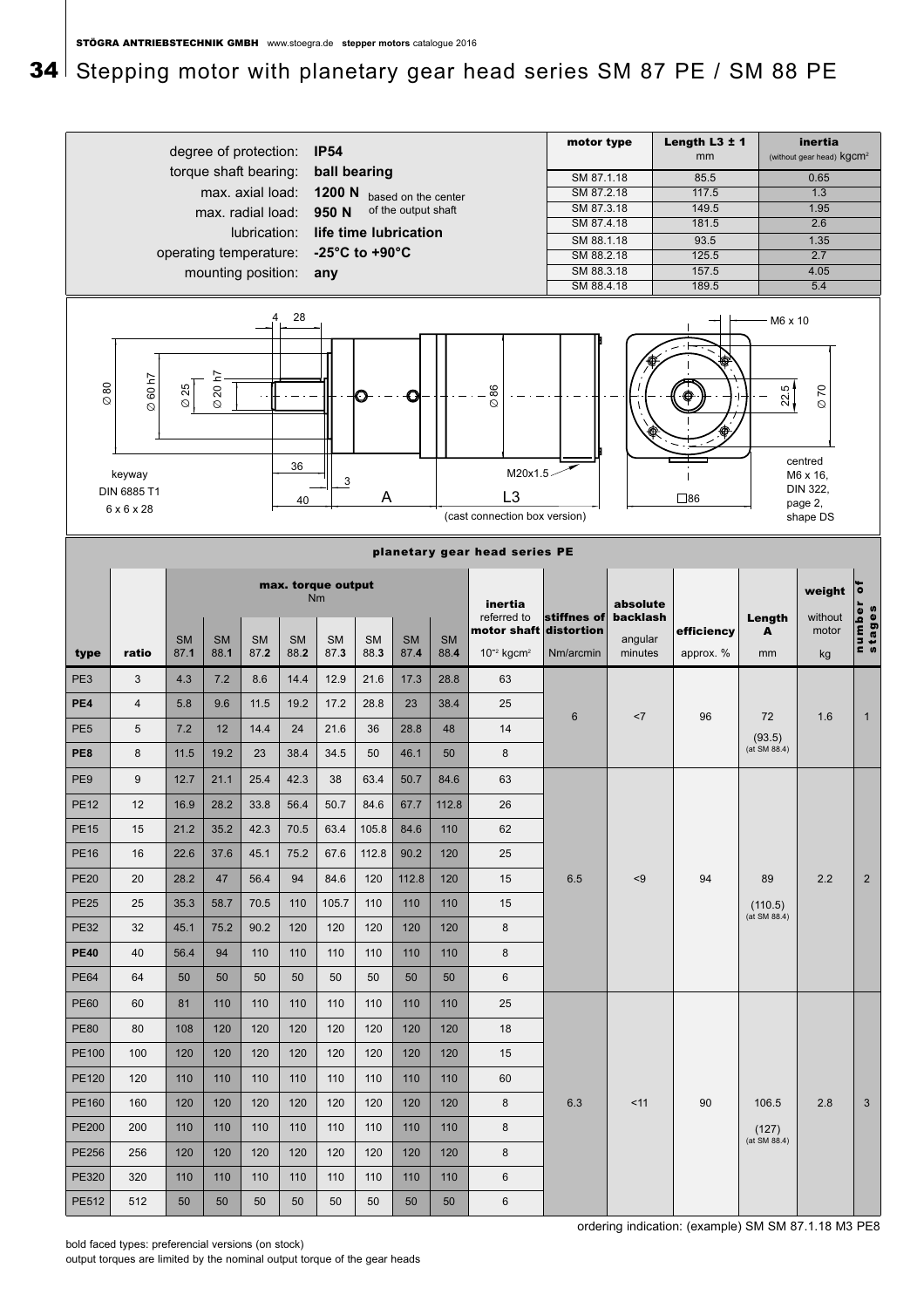# Stepping motor with planetary gear head series SM 87 PE / SM 88 PE

| | |
|---|---|
| degree of protection: | **IP54** |
| torque shaft bearing: | **ball bearing** |
| max. axial load: | **1200 N** based on the center |
| max. radial load: | **950 N** of the output shaft |
| lubrication: | **life time lubrication** |
| operating temperature: | **-25°C to +90°C** |
| mounting position: | **any** |

| motor type | Length L3 ± 1 mm | inertia (without gear head) kgcm² |
|---|---|---|
| SM 87.1.18 | 85.5 | 0.65 |
| SM 87.2.18 | 117.5 | 1.3 |
| SM 87.3.18 | 149.5 | 1.95 |
| SM 87.4.18 | 181.5 | 2.6 |
| SM 88.1.18 | 93.5 | 1.35 |
| SM 88.2.18 | 125.5 | 2.7 |
| SM 88.3.18 | 157.5 | 4.05 |
| SM 88.4.18 | 189.5 | 5.4 |

Ø80, Ø60 h7, Ø25, Ø20 h7, 4, 28, 36, 40, 3, A, Ø86, M20x1.5, L3, (cast connection box version), M6 x 10, 22.5, Ø70, □86

keyway DIN 6885 T1 6 x 6 x 28

centred M6 x 16, DIN 322, page 2, shape DS

**planetary gear head series PE**

| type | ratio | max. torque output Nm SM 87.1 | SM 88.1 | SM 87.2 | SM 88.2 | SM 87.3 | SM 88.3 | SM 87.4 | SM 88.4 | inertia referred to motor shaft $10^{-2}$ kgcm² | stiffnes of distortion Nm/arcmin | absolute backlash angular minutes | efficiency approx. % | Length A mm | weight without motor kg | number of stages |
|---|---|---|---|---|---|---|---|---|---|---|---|---|---|---|---|---|
| PE3 | 3 | 4.3 | 7.2 | 8.6 | 14.4 | 12.9 | 21.6 | 17.3 | 28.8 | 63 | 6 | <7 | 96 | 72 (93.5) (at SM 88.4) | 1.6 | 1 |
| **PE4** | 4 | 5.8 | 9.6 | 11.5 | 19.2 | 17.2 | 28.8 | 23 | 38.4 | 25 | | | | | | |
| PE5 | 5 | 7.2 | 12 | 14.4 | 24 | 21.6 | 36 | 28.8 | 48 | 14 | | | | | | |
| **PE8** | 8 | 11.5 | 19.2 | 23 | 38.4 | 34.5 | 50 | 46.1 | 50 | 8 | | | | | | |
| PE9 | 9 | 12.7 | 21.1 | 25.4 | 42.3 | 38 | 63.4 | 50.7 | 84.6 | 63 | 6.5 | <9 | 94 | 89 (110.5) (at SM 88.4) | 2.2 | 2 |
| PE12 | 12 | 16.9 | 28.2 | 33.8 | 56.4 | 50.7 | 84.6 | 67.7 | 112.8 | 26 | | | | | | |
| PE15 | 15 | 21.2 | 35.2 | 42.3 | 70.5 | 63.4 | 105.8 | 84.6 | 110 | 62 | | | | | | |
| PE16 | 16 | 22.6 | 37.6 | 45.1 | 75.2 | 67.6 | 112.8 | 90.2 | 120 | 25 | | | | | | |
| PE20 | 20 | 28.2 | 47 | 56.4 | 94 | 84.6 | 120 | 112.8 | 120 | 15 | | | | | | |
| PE25 | 25 | 35.3 | 58.7 | 70.5 | 110 | 105.7 | 110 | 110 | 110 | 15 | | | | | | |
| PE32 | 32 | 45.1 | 75.2 | 90.2 | 120 | 120 | 120 | 120 | 120 | 8 | | | | | | |
| **PE40** | 40 | 56.4 | 94 | 110 | 110 | 110 | 110 | 110 | 110 | 8 | | | | | | |
| PE64 | 64 | 50 | 50 | 50 | 50 | 50 | 50 | 50 | 50 | 6 | | | | | | |
| PE60 | 60 | 81 | 110 | 110 | 110 | 110 | 110 | 110 | 110 | 25 | 6.3 | <11 | 90 | 106.5 (127) (at SM 88.4) | 2.8 | 3 |
| PE80 | 80 | 108 | 120 | 120 | 120 | 120 | 120 | 120 | 120 | 18 | | | | | | |
| PE100 | 100 | 120 | 120 | 120 | 120 | 120 | 120 | 120 | 120 | 15 | | | | | | |
| PE120 | 120 | 110 | 110 | 110 | 110 | 110 | 110 | 110 | 110 | 60 | | | | | | |
| PE160 | 160 | 120 | 120 | 120 | 120 | 120 | 120 | 120 | 120 | 8 | | | | | | |
| PE200 | 200 | 110 | 110 | 110 | 110 | 110 | 110 | 110 | 110 | 8 | | | | | | |
| PE256 | 256 | 120 | 120 | 120 | 120 | 120 | 120 | 120 | 120 | 8 | | | | | | |
| PE320 | 320 | 110 | 110 | 110 | 110 | 110 | 110 | 110 | 110 | 6 | | | | | | |
| PE512 | 512 | 50 | 50 | 50 | 50 | 50 | 50 | 50 | 50 | 6 | | | | | | |

ordering indication: (example) SM SM 87.1.18 M3 PE8

bold faced types: preferencial versions (on stock)
output torques are limited by the nominal output torque of the gear heads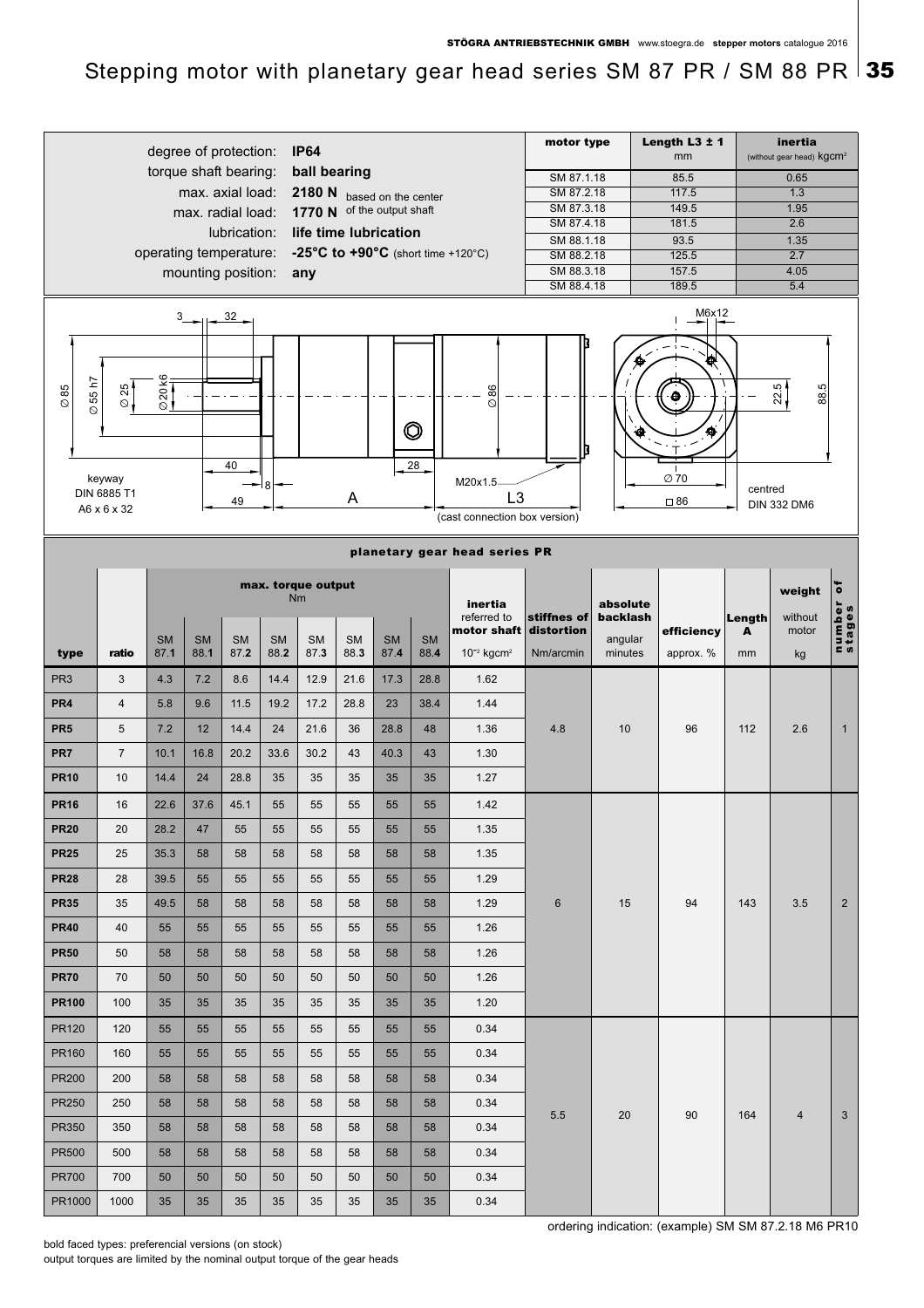# Stepping motor with planetary gear head series SM 87 PR / SM 88 PR

| | |
|---|---|
| degree of protection: | **IP64** |
| torque shaft bearing: | **ball bearing** |
| max. axial load: | **2180 N** based on the center |
| max. radial load: | **1770 N** of the output shaft |
| lubrication: | **life time lubrication** |
| operating temperature: | **-25°C to +90°C** (short time +120°C) |
| mounting position: | **any** |

| motor type | Length L3 ± 1 mm | inertia (without gear head) $kgcm^2$ |
|---|---|---|
| SM 87.1.18 | 85.5 | 0.65 |
| SM 87.2.18 | 117.5 | 1.3 |
| SM 87.3.18 | 149.5 | 1.95 |
| SM 87.4.18 | 181.5 | 2.6 |
| SM 88.1.18 | 93.5 | 1.35 |
| SM 88.2.18 | 125.5 | 2.7 |
| SM 88.3.18 | 157.5 | 4.05 |
| SM 88.4.18 | 189.5 | 5.4 |

Drawing dimensions: 3, 32, 40, 49, 8, 28, A, L3 (cast connection box version), Ø85, Ø55 h7, Ø25, Ø20 k6, Ø86, M20x1.5, keyway DIN 6885 T1 A6 x 6 x 32, M6x12, 22.5, 88.5, Ø70, □86, centred DIN 332 DM6

## planetary gear head series PR

| type | ratio | max. torque output Nm SM 87.**1** | SM 88.**1** | SM 87.**2** | SM 88.**2** | SM 87.**3** | SM 88.**3** | SM 87.**4** | SM 88.**4** | inertia referred to motor shaft $10^{-2}$ kgcm² | stiffnes of distortion Nm/arcmin | absolute backlash angular minutes | efficiency approx. % | Length A mm | weight without motor kg | number of stages |
|---|---|---|---|---|---|---|---|---|---|---|---|---|---|---|---|---|
| PR3 | 3 | 4.3 | 7.2 | 8.6 | 14.4 | 12.9 | 21.6 | 17.3 | 28.8 | 1.62 | 4.8 | 10 | 96 | 112 | 2.6 | 1 |
| PR4 | 4 | 5.8 | 9.6 | 11.5 | 19.2 | 17.2 | 28.8 | 23 | 38.4 | 1.44 | | | | | | |
| PR5 | 5 | 7.2 | 12 | 14.4 | 24 | 21.6 | 36 | 28.8 | 48 | 1.36 | | | | | | |
| PR7 | 7 | 10.1 | 16.8 | 20.2 | 33.6 | 30.2 | 43 | 40.3 | 43 | 1.30 | | | | | | |
| **PR10** | 10 | 14.4 | 24 | 28.8 | 35 | 35 | 35 | 35 | 35 | 1.27 | | | | | | |
| **PR16** | 16 | 22.6 | 37.6 | 45.1 | 55 | 55 | 55 | 55 | 55 | 1.42 | 6 | 15 | 94 | 143 | 3.5 | 2 |
| **PR20** | 20 | 28.2 | 47 | 55 | 55 | 55 | 55 | 55 | 55 | 1.35 | | | | | | |
| **PR25** | 25 | 35.3 | 58 | 58 | 58 | 58 | 58 | 58 | 58 | 1.35 | | | | | | |
| **PR28** | 28 | 39.5 | 55 | 55 | 55 | 55 | 55 | 55 | 55 | 1.29 | | | | | | |
| **PR35** | 35 | 49.5 | 58 | 58 | 58 | 58 | 58 | 58 | 58 | 1.29 | | | | | | |
| **PR40** | 40 | 55 | 55 | 55 | 55 | 55 | 55 | 55 | 55 | 1.26 | | | | | | |
| **PR50** | 50 | 58 | 58 | 58 | 58 | 58 | 58 | 58 | 58 | 1.26 | | | | | | |
| **PR70** | 70 | 50 | 50 | 50 | 50 | 50 | 50 | 50 | 50 | 1.26 | | | | | | |
| **PR100** | 100 | 35 | 35 | 35 | 35 | 35 | 35 | 35 | 35 | 1.20 | | | | | | |
| PR120 | 120 | 55 | 55 | 55 | 55 | 55 | 55 | 55 | 55 | 0.34 | 5.5 | 20 | 90 | 164 | 4 | 3 |
| PR160 | 160 | 55 | 55 | 55 | 55 | 55 | 55 | 55 | 55 | 0.34 | | | | | | |
| PR200 | 200 | 58 | 58 | 58 | 58 | 58 | 58 | 58 | 58 | 0.34 | | | | | | |
| PR250 | 250 | 58 | 58 | 58 | 58 | 58 | 58 | 58 | 58 | 0.34 | | | | | | |
| PR350 | 350 | 58 | 58 | 58 | 58 | 58 | 58 | 58 | 58 | 0.34 | | | | | | |
| PR500 | 500 | 58 | 58 | 58 | 58 | 58 | 58 | 58 | 58 | 0.34 | | | | | | |
| PR700 | 700 | 50 | 50 | 50 | 50 | 50 | 50 | 50 | 50 | 0.34 | | | | | | |
| PR1000 | 1000 | 35 | 35 | 35 | 35 | 35 | 35 | 35 | 35 | 0.34 | | | | | | |

ordering indication: (example) SM SM 87.2.18 M6 PR10

bold faced types: preferencial versions (on stock)
output torques are limited by the nominal output torque of the gear heads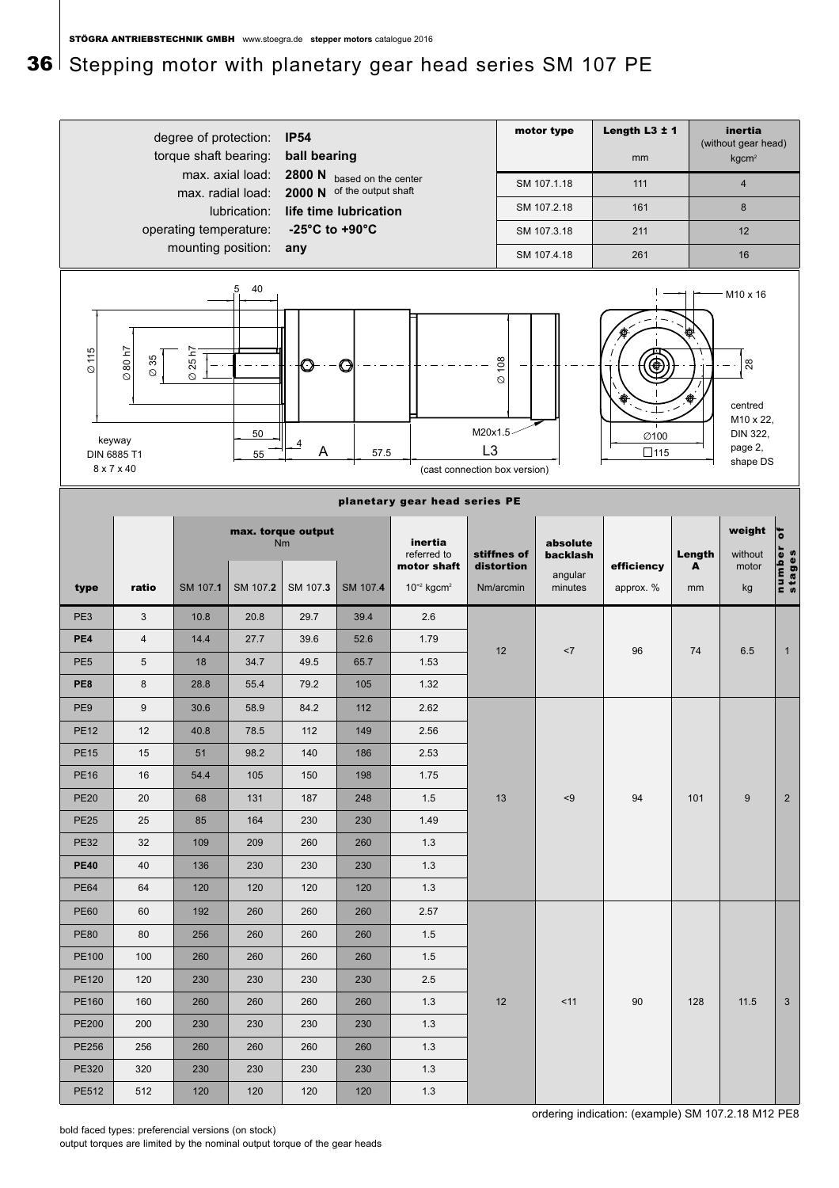# Stepping motor with planetary gear head series SM 107 PE

degree of protection: **IP54**
torque shaft bearing: **ball bearing**
max. axial load: **2800 N** based on the center
max. radial load: **2000 N** of the output shaft
lubrication: **life time lubrication**
operating temperature: **-25°C to +90°C**
mounting position: **any**

| motor type | Length L3 ± 1 | inertia (without gear head) |
|---|---|---|
| | mm | kgcm² |
| SM 107.1.18 | 111 | 4 |
| SM 107.2.18 | 161 | 8 |
| SM 107.3.18 | 211 | 12 |
| SM 107.4.18 | 261 | 16 |

Ø 115, Ø 80 h7, Ø 35, Ø 25 h7, 5, 40, 50, 55, 4, A, 57.5, Ø 108, M20x1.5, L3 (cast connection box version), keyway DIN 6885 T1 8 x 7 x 40, M10 x 16, 28, Ø100, □115, centred M10 x 22, DIN 322, page 2, shape DS

## planetary gear head series PE

| type | ratio | max. torque output Nm | | | | inertia referred to motor shaft | stiffnes of distortion | absolute backlash | efficiency | Length A | weight without motor | number of stages |
|---|---|---|---|---|---|---|---|---|---|---|---|---|
| | | SM 107.**1** | SM 107.**2** | SM 107.**3** | SM 107.**4** | $10^{-2}$ kgcm² | Nm/arcmin | angular minutes | approx. % | mm | kg | |
| PE3 | 3 | 10.8 | 20.8 | 29.7 | 39.4 | 2.6 | 12 | <7 | 96 | 74 | 6.5 | 1 |
| **PE4** | 4 | 14.4 | 27.7 | 39.6 | 52.6 | 1.79 | | | | | | |
| PE5 | 5 | 18 | 34.7 | 49.5 | 65.7 | 1.53 | | | | | | |
| **PE8** | 8 | 28.8 | 55.4 | 79.2 | 105 | 1.32 | | | | | | |
| PE9 | 9 | 30.6 | 58.9 | 84.2 | 112 | 2.62 | 13 | <9 | 94 | 101 | 9 | 2 |
| PE12 | 12 | 40.8 | 78.5 | 112 | 149 | 2.56 | | | | | | |
| PE15 | 15 | 51 | 98.2 | 140 | 186 | 2.53 | | | | | | |
| PE16 | 16 | 54.4 | 105 | 150 | 198 | 1.75 | | | | | | |
| PE20 | 20 | 68 | 131 | 187 | 248 | 1.5 | | | | | | |
| PE25 | 25 | 85 | 164 | 230 | 230 | 1.49 | | | | | | |
| PE32 | 32 | 109 | 209 | 260 | 260 | 1.3 | | | | | | |
| **PE40** | 40 | 136 | 230 | 230 | 230 | 1.3 | | | | | | |
| PE64 | 64 | 120 | 120 | 120 | 120 | 1.3 | | | | | | |
| PE60 | 60 | 192 | 260 | 260 | 260 | 2.57 | 12 | <11 | 90 | 128 | 11.5 | 3 |
| PE80 | 80 | 256 | 260 | 260 | 260 | 1.5 | | | | | | |
| PE100 | 100 | 260 | 260 | 260 | 260 | 1.5 | | | | | | |
| PE120 | 120 | 230 | 230 | 230 | 230 | 2.5 | | | | | | |
| PE160 | 160 | 260 | 260 | 260 | 260 | 1.3 | | | | | | |
| PE200 | 200 | 230 | 230 | 230 | 230 | 1.3 | | | | | | |
| PE256 | 256 | 260 | 260 | 260 | 260 | 1.3 | | | | | | |
| PE320 | 320 | 230 | 230 | 230 | 230 | 1.3 | | | | | | |
| PE512 | 512 | 120 | 120 | 120 | 120 | 1.3 | | | | | | |

ordering indication: (example) SM 107.2.18 M12 PE8

bold faced types: preferencial versions (on stock)
output torques are limited by the nominal output torque of the gear heads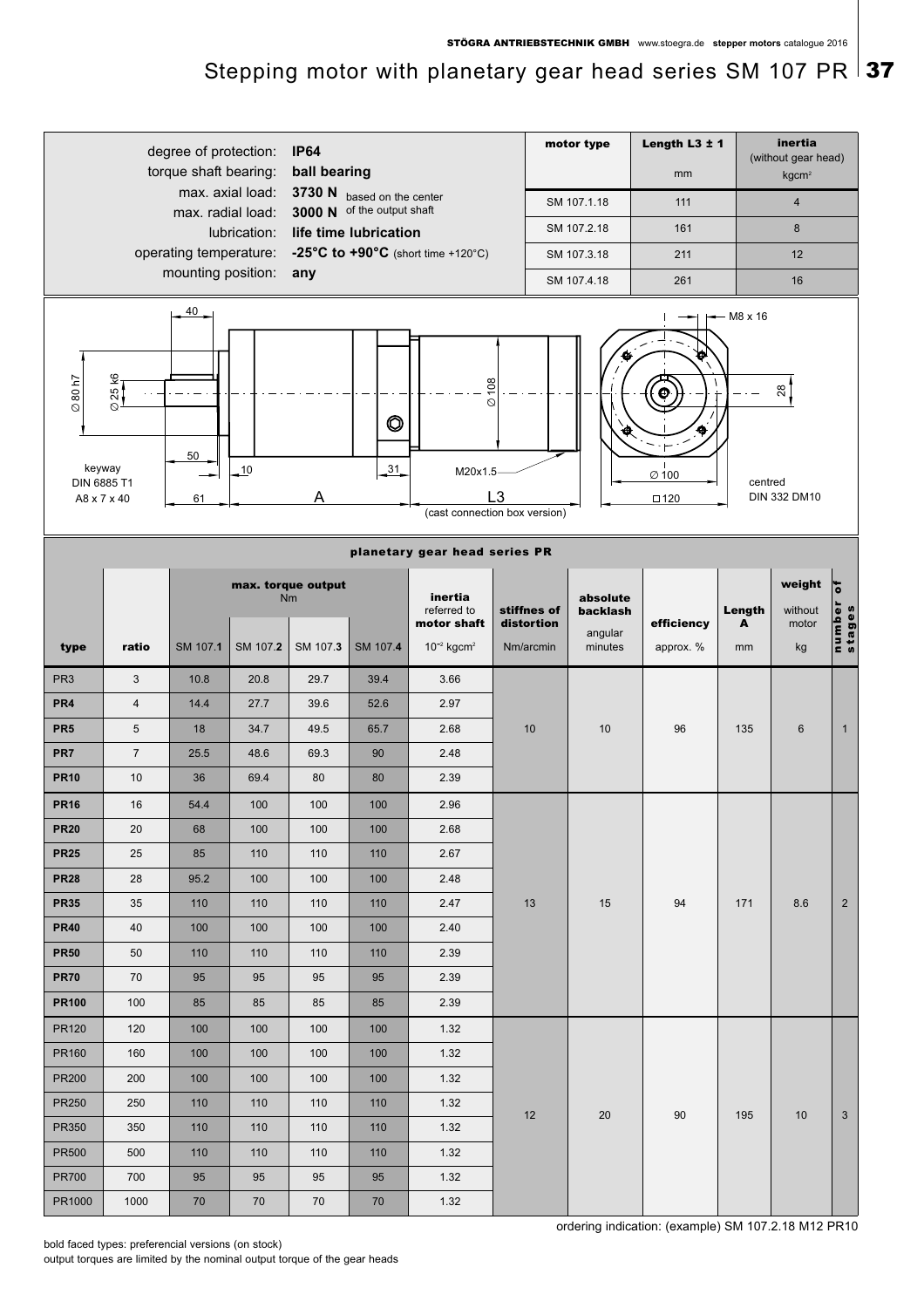# Stepping motor with planetary gear head series SM 107 PR

degree of protection: **IP64**
torque shaft bearing: **ball bearing**
max. axial load: **3730 N** based on the center
max. radial load: **3000 N** of the output shaft
lubrication: **life time lubrication**
operating temperature: **-25°C to +90°C** (short time +120°C)
mounting position: **any**

| motor type | Length L3 ± 1 (mm) | inertia (without gear head) kgcm² |
|---|---|---|
| SM 107.1.18 | 111 | 4 |
| SM 107.2.18 | 161 | 8 |
| SM 107.3.18 | 211 | 12 |
| SM 107.4.18 | 261 | 16 |

40 · Ø 80 h7 · Ø 25 k6 · 50 · 10 · 31 · Ø 108 · M20x1.5 · keyway DIN 6885 T1 A8 x 7 x 40 · 61 · A · L3 (cast connection box version) · M8 x 16 · 28 · Ø 100 · □120 · centred DIN 332 DM10

## planetary gear head series PR

| type | ratio | max. torque output Nm SM 107.1 | SM 107.2 | SM 107.3 | SM 107.4 | inertia referred to motor shaft $10^{-2}$ kgcm² | stiffnes of distortion Nm/arcmin | absolute backlash angular minutes | efficiency approx. % | Length A mm | weight without motor kg | number of stages |
|---|---|---|---|---|---|---|---|---|---|---|---|---|
| PR3 | 3 | 10.8 | 20.8 | 29.7 | 39.4 | 3.66 | 10 | 10 | 96 | 135 | 6 | 1 |
| **PR4** | 4 | 14.4 | 27.7 | 39.6 | 52.6 | 2.97 | | | | | | |
| **PR5** | 5 | 18 | 34.7 | 49.5 | 65.7 | 2.68 | | | | | | |
| **PR7** | 7 | 25.5 | 48.6 | 69.3 | 90 | 2.48 | | | | | | |
| **PR10** | 10 | 36 | 69.4 | 80 | 80 | 2.39 | | | | | | |
| **PR16** | 16 | 54.4 | 100 | 100 | 100 | 2.96 | 13 | 15 | 94 | 171 | 8.6 | 2 |
| **PR20** | 20 | 68 | 100 | 100 | 100 | 2.68 | | | | | | |
| **PR25** | 25 | 85 | 110 | 110 | 110 | 2.67 | | | | | | |
| **PR28** | 28 | 95.2 | 100 | 100 | 100 | 2.48 | | | | | | |
| **PR35** | 35 | 110 | 110 | 110 | 110 | 2.47 | | | | | | |
| **PR40** | 40 | 100 | 100 | 100 | 100 | 2.40 | | | | | | |
| **PR50** | 50 | 110 | 110 | 110 | 110 | 2.39 | | | | | | |
| **PR70** | 70 | 95 | 95 | 95 | 95 | 2.39 | | | | | | |
| **PR100** | 100 | 85 | 85 | 85 | 85 | 2.39 | | | | | | |
| PR120 | 120 | 100 | 100 | 100 | 100 | 1.32 | 12 | 20 | 90 | 195 | 10 | 3 |
| PR160 | 160 | 100 | 100 | 100 | 100 | 1.32 | | | | | | |
| PR200 | 200 | 100 | 100 | 100 | 100 | 1.32 | | | | | | |
| PR250 | 250 | 110 | 110 | 110 | 110 | 1.32 | | | | | | |
| PR350 | 350 | 110 | 110 | 110 | 110 | 1.32 | | | | | | |
| PR500 | 500 | 110 | 110 | 110 | 110 | 1.32 | | | | | | |
| PR700 | 700 | 95 | 95 | 95 | 95 | 1.32 | | | | | | |
| PR1000 | 1000 | 70 | 70 | 70 | 70 | 1.32 | | | | | | |

ordering indication: (example) SM 107.2.18 M12 PR10

bold faced types: preferencial versions (on stock)
output torques are limited by the nominal output torque of the gear heads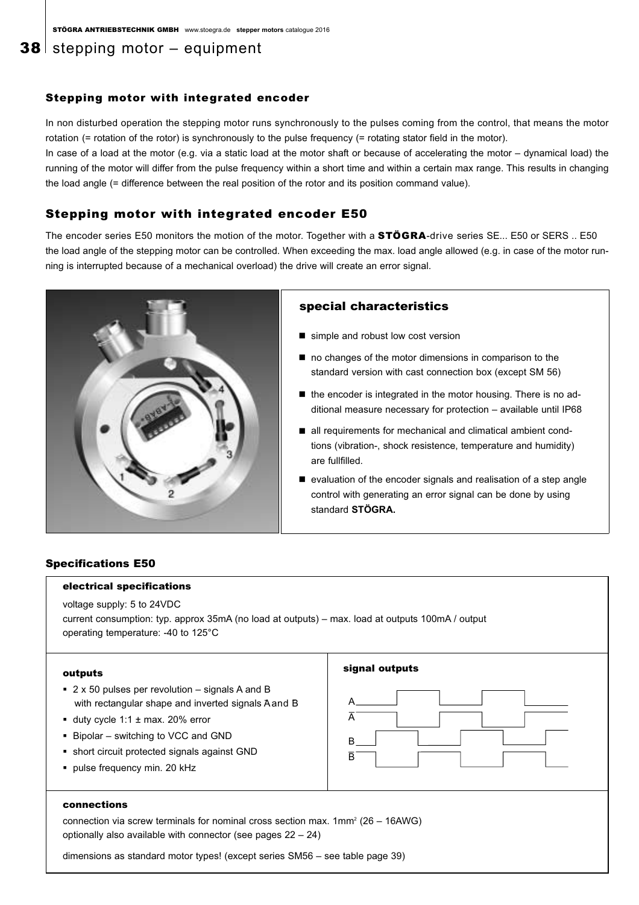## stepping motor – equipment

### Stepping motor with integrated encoder

In non disturbed operation the stepping motor runs synchronously to the pulses coming from the control, that means the motor rotation (= rotation of the rotor) is synchronously to the pulse frequency (= rotating stator field in the motor).

In case of a load at the motor (e.g. via a static load at the motor shaft or because of accelerating the motor – dynamical load) the running of the motor will differ from the pulse frequency within a short time and within a certain max range. This results in changing the load angle (= difference between the real position of the rotor and its position command value).

### Stepping motor with integrated encoder E50

The encoder series E50 monitors the motion of the motor. Together with a **STÖGRA**-drive series SE... E50 or SERS .. E50 the load angle of the stepping motor can be controlled. When exceeding the max. load angle allowed (e.g. in case of the motor running is interrupted because of a mechanical overload) the drive will create an error signal.

#### special characteristics

- simple and robust low cost version
- no changes of the motor dimensions in comparison to the standard version with cast connection box (except SM 56)
- the encoder is integrated in the motor housing. There is no additional measure necessary for protection – available until IP68
- all requirements for mechanical and climatical ambient condtions (vibration-, shock resistence, temperature and humidity) are fullfilled.
- evaluation of the encoder signals and realisation of a step angle control with generating an error signal can be done by using standard **STÖGRA.**

### Specifications E50

#### electrical specifications

voltage supply: 5 to 24VDC
current consumption: typ. approx 35mA (no load at outputs) – max. load at outputs 100mA / output
operating temperature: -40 to 125°C

#### outputs

- 2 x 50 pulses per revolution – signals A and B with rectangular shape and inverted signals $\overline{A}$ and $\overline{B}$
- duty cycle 1:1 ± max. 20% error
- Bipolar – switching to VCC and GND
- short circuit protected signals against GND
- pulse frequency min. 20 kHz

#### signal outputs

A, $\overline{A}$, B, $\overline{B}$

#### connections

connection via screw terminals for nominal cross section max. 1mm² (26 – 16AWG)
optionally also available with connector (see pages 22 – 24)

dimensions as standard motor types! (except series SM56 – see table page 39)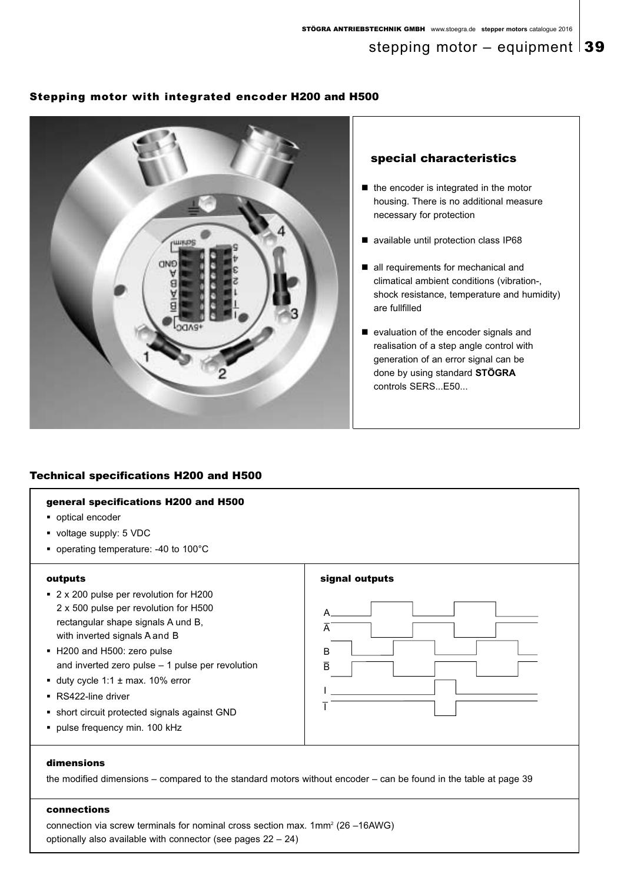## Stepping motor with integrated encoder H200 and H500

### special characteristics

- the encoder is integrated in the motor housing. There is no additional measure necessary for protection
- available until protection class IP68
- all requirements for mechanical and climatical ambient conditions (vibration-, shock resistance, temperature and humidity) are fullfilled
- evaluation of the encoder signals and realisation of a step angle control with generation of an error signal can be done by using standard **STÖGRA** controls SERS...E50...

## Technical specifications H200 and H500

### general specifications H200 and H500

- optical encoder
- voltage supply: 5 VDC
- operating temperature: -40 to 100°C

### outputs

- 2 x 200 pulse per revolution for H200
  2 x 500 pulse per revolution for H500
  rectangular shape signals A und B,
  with inverted signals $\overline{A}$ and $\overline{B}$
- H200 and H500: zero pulse
  and inverted zero pulse – 1 pulse per revolution
- duty cycle 1:1 ± max. 10% error
- RS422-line driver
- short circuit protected signals against GND
- pulse frequency min. 100 kHz

### signal outputs

A, $\overline{A}$, B, $\overline{B}$, I, $\overline{I}$

### dimensions

the modified dimensions – compared to the standard motors without encoder – can be found in the table at page 39

### connections

connection via screw terminals for nominal cross section max. 1mm² (26 –16AWG)
optionally also available with connector (see pages 22 – 24)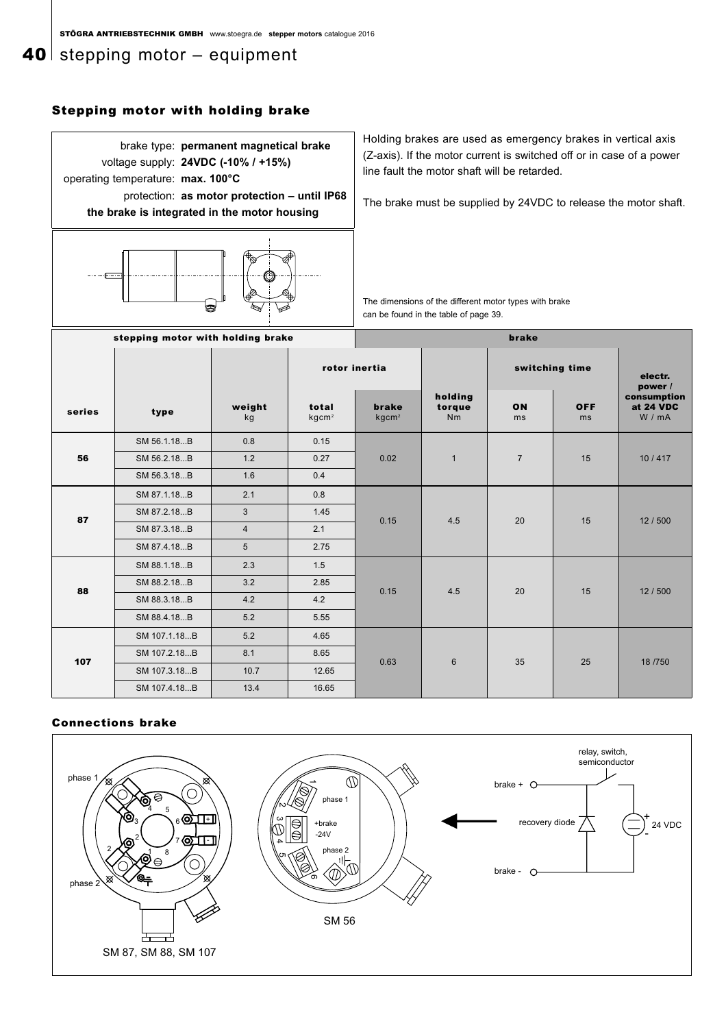# stepping motor – equipment

## Stepping motor with holding brake

brake type: **permanent magnetical brake**
voltage supply: **24VDC (-10% / +15%)**
operating temperature: **max. 100°C**
protection: **as motor protection – until IP68**
**the brake is integrated in the motor housing**

Holding brakes are used as emergency brakes in vertical axis (Z-axis). If the motor current is switched off or in case of a power line fault the motor shaft will be retarded.

The brake must be supplied by 24VDC to release the motor shaft.

The dimensions of the different motor types with brake can be found in the table of page 39.

| stepping motor with holding brake | | | | brake | | | | |
|---|---|---|---|---|---|---|---|---|
| | | | rotor inertia | | | switching time | | |
| series | type | weight kg | total $kgcm^2$ | brake $kgcm^2$ | holding torque Nm | ON ms | OFF ms | electr. power / consumption at 24 VDC W / mA |
| 56 | SM 56.1.18...B | 0.8 | 0.15 | 0.02 | 1 | 7 | 15 | 10 / 417 |
| | SM 56.2.18...B | 1.2 | 0.27 | | | | | |
| | SM 56.3.18...B | 1.6 | 0.4 | | | | | |
| 87 | SM 87.1.18...B | 2.1 | 0.8 | 0.15 | 4.5 | 20 | 15 | 12 / 500 |
| | SM 87.2.18...B | 3 | 1.45 | | | | | |
| | SM 87.3.18...B | 4 | 2.1 | | | | | |
| | SM 87.4.18...B | 5 | 2.75 | | | | | |
| 88 | SM 88.1.18...B | 2.3 | 1.5 | 0.15 | 4.5 | 20 | 15 | 12 / 500 |
| | SM 88.2.18...B | 3.2 | 2.85 | | | | | |
| | SM 88.3.18...B | 4.2 | 4.2 | | | | | |
| | SM 88.4.18...B | 5.2 | 5.55 | | | | | |
| 107 | SM 107.1.18...B | 5.2 | 4.65 | 0.63 | 6 | 35 | 25 | 18 /750 |
| | SM 107.2.18...B | 8.1 | 8.65 | | | | | |
| | SM 107.3.18...B | 10.7 | 12.65 | | | | | |
| | SM 107.4.18...B | 13.4 | 16.65 | | | | | |

## Connections brake

phase 1, phase 2 — SM 87, SM 88, SM 107

phase 1, +brake -24V, phase 2 — SM 56

relay, switch, semiconductor; brake +; recovery diode; 24 VDC; brake -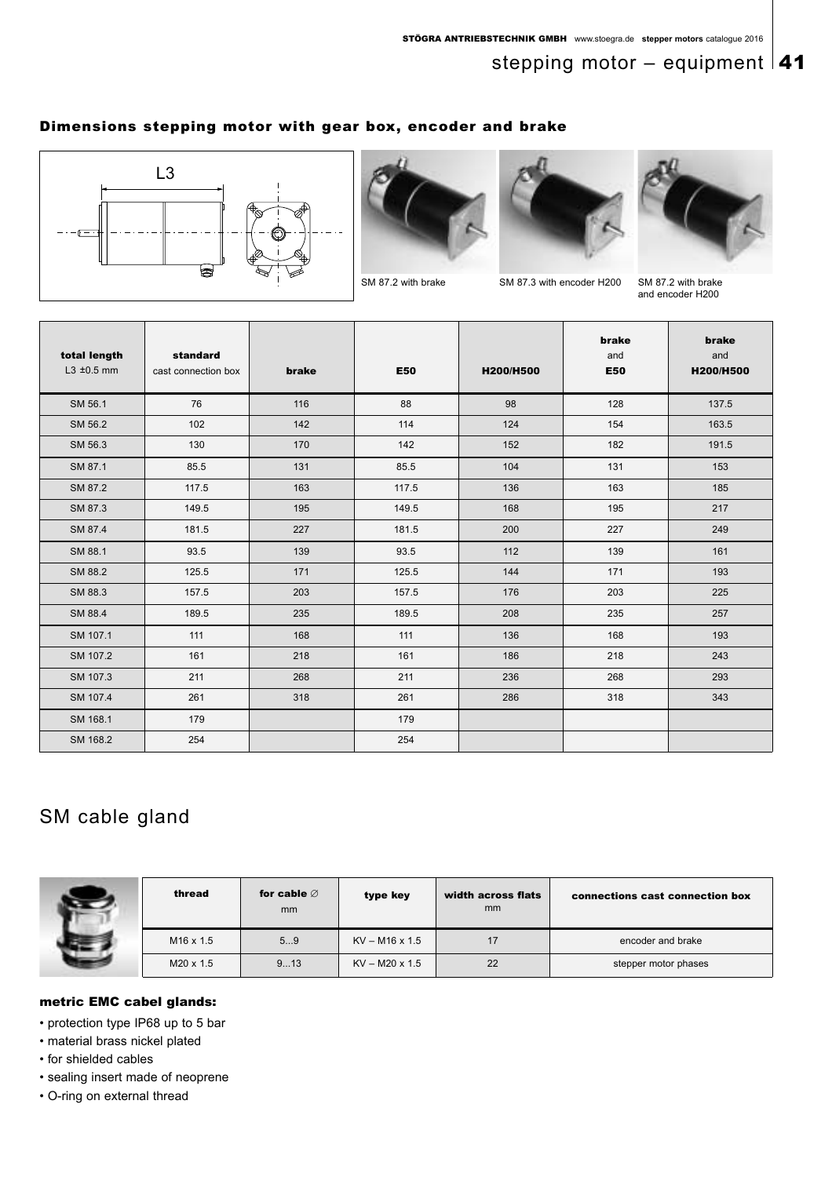## Dimensions stepping motor with gear box, encoder and brake

SM 87.2 with brake

SM 87.3 with encoder H200

SM 87.2 with brake and encoder H200

| total length L3 ±0.5 mm | standard cast connection box | brake | E50 | H200/H500 | brake and E50 | brake and H200/H500 |
|---|---|---|---|---|---|---|
| SM 56.1 | 76 | 116 | 88 | 98 | 128 | 137.5 |
| SM 56.2 | 102 | 142 | 114 | 124 | 154 | 163.5 |
| SM 56.3 | 130 | 170 | 142 | 152 | 182 | 191.5 |
| SM 87.1 | 85.5 | 131 | 85.5 | 104 | 131 | 153 |
| SM 87.2 | 117.5 | 163 | 117.5 | 136 | 163 | 185 |
| SM 87.3 | 149.5 | 195 | 149.5 | 168 | 195 | 217 |
| SM 87.4 | 181.5 | 227 | 181.5 | 200 | 227 | 249 |
| SM 88.1 | 93.5 | 139 | 93.5 | 112 | 139 | 161 |
| SM 88.2 | 125.5 | 171 | 125.5 | 144 | 171 | 193 |
| SM 88.3 | 157.5 | 203 | 157.5 | 176 | 203 | 225 |
| SM 88.4 | 189.5 | 235 | 189.5 | 208 | 235 | 257 |
| SM 107.1 | 111 | 168 | 111 | 136 | 168 | 193 |
| SM 107.2 | 161 | 218 | 161 | 186 | 218 | 243 |
| SM 107.3 | 211 | 268 | 211 | 236 | 268 | 293 |
| SM 107.4 | 261 | 318 | 261 | 286 | 318 | 343 |
| SM 168.1 | 179 | | 179 | | | |
| SM 168.2 | 254 | | 254 | | | |

# SM cable gland

| thread | for cable ∅ mm | type key | width across flats mm | connections cast connection box |
|---|---|---|---|---|
| M16 x 1.5 | 5...9 | KV – M16 x 1.5 | 17 | encoder and brake |
| M20 x 1.5 | 9...13 | KV – M20 x 1.5 | 22 | stepper motor phases |

#### metric EMC cabel glands:

- protection type IP68 up to 5 bar
- material brass nickel plated
- for shielded cables
- sealing insert made of neoprene
- O-ring on external thread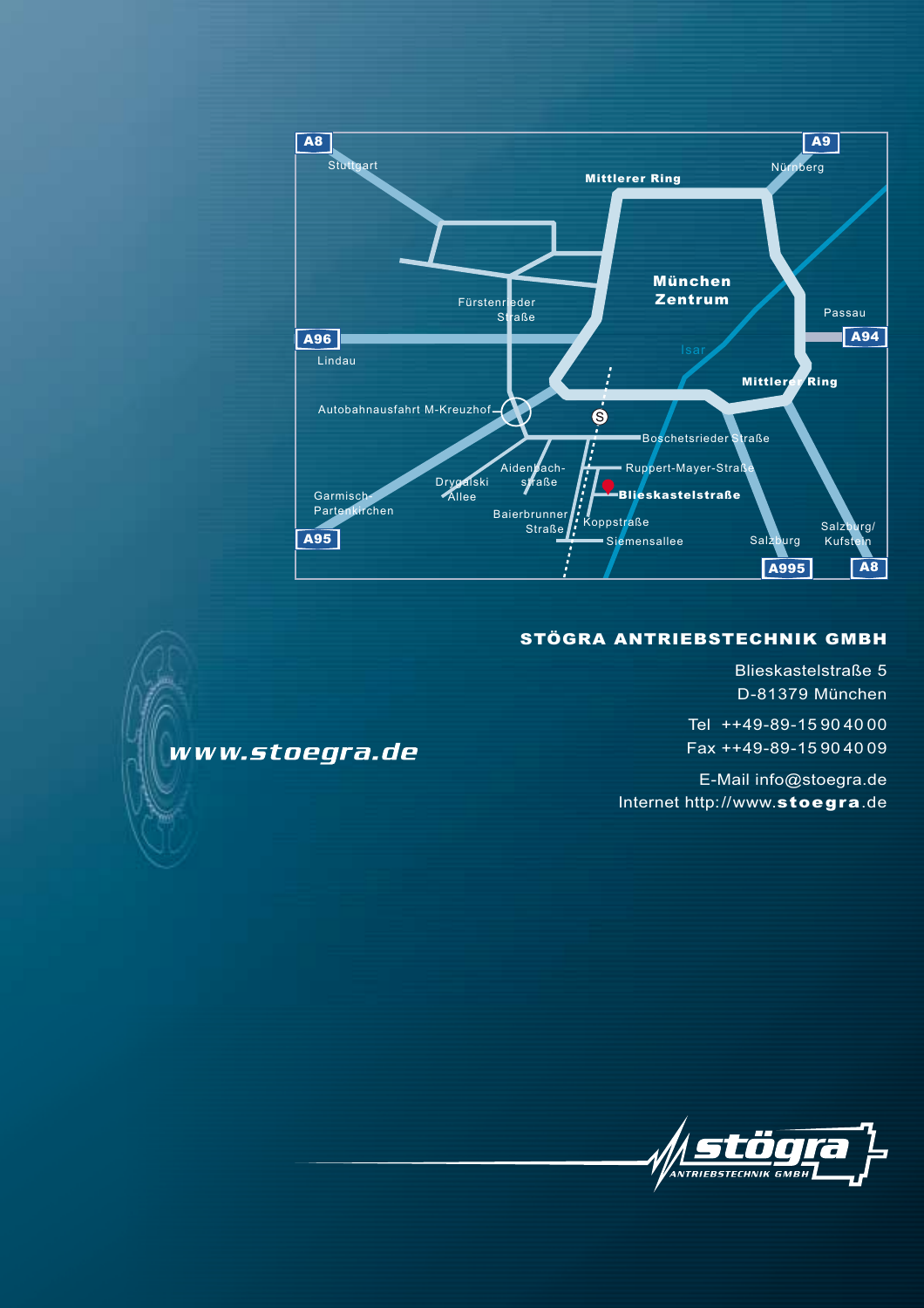A8

Stuttgart

A9

Nürnberg

Mittlerer Ring

München Zentrum

Fürstenrieder Straße

Passau

A96

A94

Lindau

Isar

Mittlerer Ring

Autobahnausfahrt M-Kreuzhof

S

Boschetsrieder Straße

Aidenbach-straße

Ruppert-Mayer-Straße

Drygalski Allee

Blieskastelstraße

Garmisch-Partenkirchen

Baierbrunner Straße

Koppstraße

Salzburg/ Kufstein

A95

Siemensallee

Salzburg

A995

A8

**STÖGRA ANTRIEBSTECHNIK GMBH**

Blieskastelstraße 5
D-81379 München

Tel ++49-89-15 90 40 00
Fax ++49-89-15 90 40 09

E-Mail info@stoegra.de
Internet http://www.**stoegra**.de

***www.stoegra.de***

stögra ANTRIEBSTECHNIK GMBH